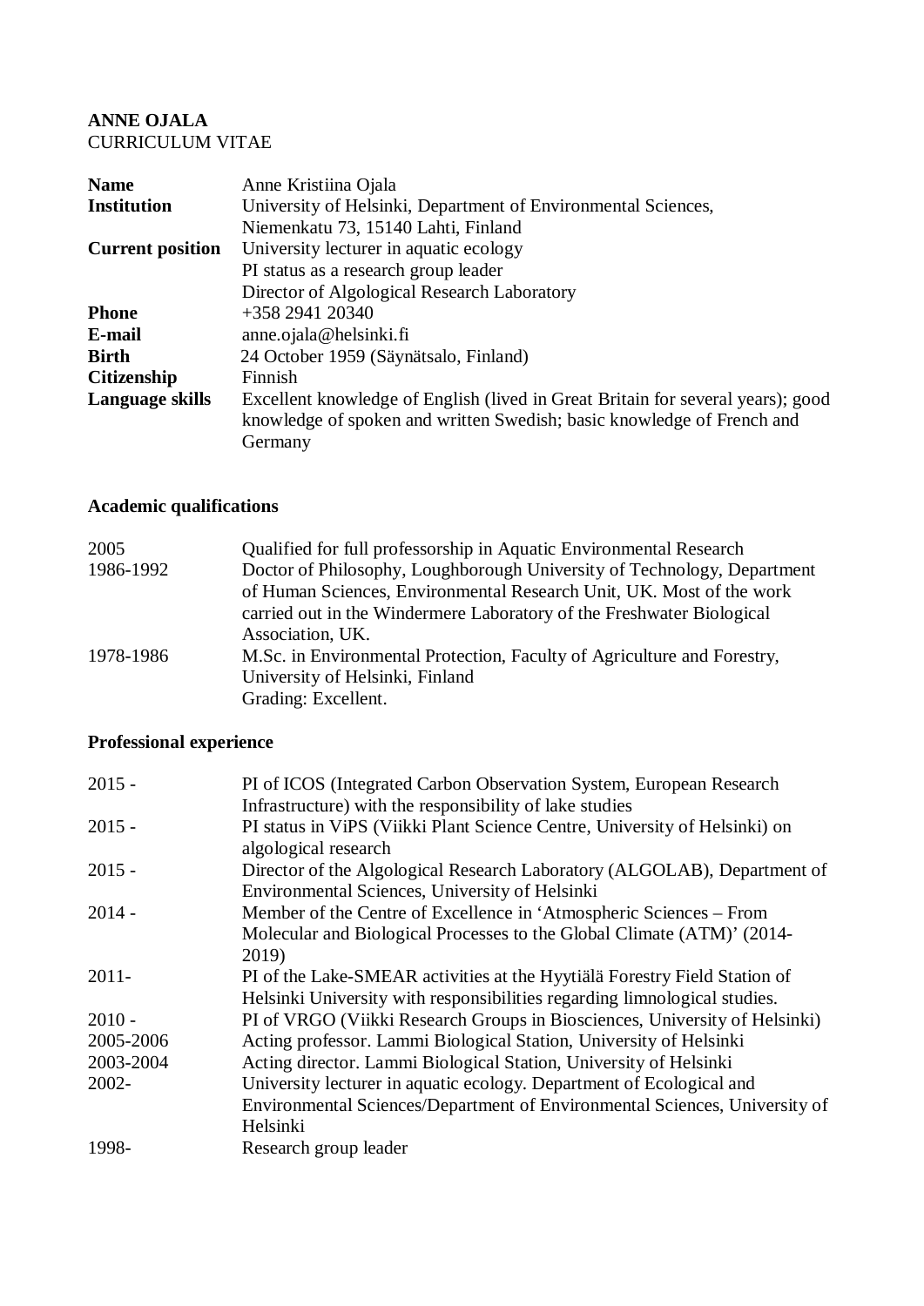**ANNE OJALA**
CURRICULUM VITAE

| | |
|---|---|
| **Name** | Anne Kristiina Ojala |
| **Institution** | University of Helsinki, Department of Environmental Sciences, Niemenkatu 73, 15140 Lahti, Finland |
| **Current position** | University lecturer in aquatic ecology<br>PI status as a research group leader<br>Director of Algological Research Laboratory |
| **Phone** | +358 2941 20340 |
| **E-mail** | anne.ojala@helsinki.fi |
| **Birth** | 24 October 1959 (Säynätsalo, Finland) |
| **Citizenship** | Finnish |
| **Language skills** | Excellent knowledge of English (lived in Great Britain for several years); good knowledge of spoken and written Swedish; basic knowledge of French and Germany |

## Academic qualifications

| | |
|---|---|
| 2005 | Qualified for full professorship in Aquatic Environmental Research |
| 1986-1992 | Doctor of Philosophy, Loughborough University of Technology, Department of Human Sciences, Environmental Research Unit, UK. Most of the work carried out in the Windermere Laboratory of the Freshwater Biological Association, UK. |
| 1978-1986 | M.Sc. in Environmental Protection, Faculty of Agriculture and Forestry, University of Helsinki, Finland<br>Grading: Excellent. |

## Professional experience

| | |
|---|---|
| 2015 - | PI of ICOS (Integrated Carbon Observation System, European Research Infrastructure) with the responsibility of lake studies |
| 2015 - | PI status in ViPS (Viikki Plant Science Centre, University of Helsinki) on algological research |
| 2015 - | Director of the Algological Research Laboratory (ALGOLAB), Department of Environmental Sciences, University of Helsinki |
| 2014 - | Member of the Centre of Excellence in 'Atmospheric Sciences – From Molecular and Biological Processes to the Global Climate (ATM)' (2014-2019) |
| 2011- | PI of the Lake-SMEAR activities at the Hyytiälä Forestry Field Station of Helsinki University with responsibilities regarding limnological studies. |
| 2010 - | PI of VRGO (Viikki Research Groups in Biosciences, University of Helsinki) |
| 2005-2006 | Acting professor. Lammi Biological Station, University of Helsinki |
| 2003-2004 | Acting director. Lammi Biological Station, University of Helsinki |
| 2002- | University lecturer in aquatic ecology. Department of Ecological and Environmental Sciences/Department of Environmental Sciences, University of Helsinki |
| 1998- | Research group leader |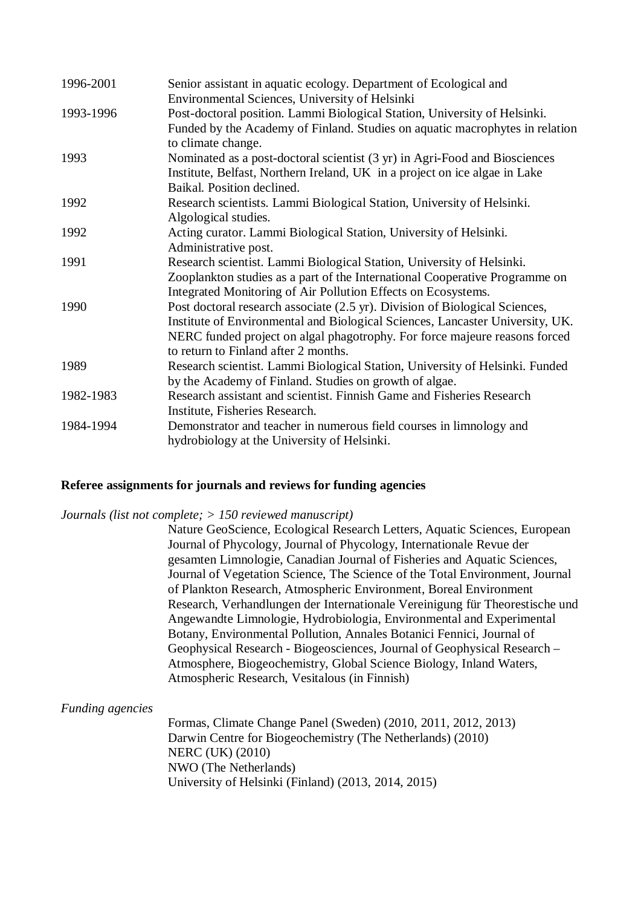| | |
|---|---|
| 1996-2001 | Senior assistant in aquatic ecology. Department of Ecological and Environmental Sciences, University of Helsinki |
| 1993-1996 | Post-doctoral position. Lammi Biological Station, University of Helsinki. Funded by the Academy of Finland. Studies on aquatic macrophytes in relation to climate change. |
| 1993 | Nominated as a post-doctoral scientist (3 yr) in Agri-Food and Biosciences Institute, Belfast, Northern Ireland, UK in a project on ice algae in Lake Baikal. Position declined. |
| 1992 | Research scientists. Lammi Biological Station, University of Helsinki. Algological studies. |
| 1992 | Acting curator. Lammi Biological Station, University of Helsinki. Administrative post. |
| 1991 | Research scientist. Lammi Biological Station, University of Helsinki. Zooplankton studies as a part of the International Cooperative Programme on Integrated Monitoring of Air Pollution Effects on Ecosystems. |
| 1990 | Post doctoral research associate (2.5 yr). Division of Biological Sciences, Institute of Environmental and Biological Sciences, Lancaster University, UK. NERC funded project on algal phagotrophy. For force majeure reasons forced to return to Finland after 2 months. |
| 1989 | Research scientist. Lammi Biological Station, University of Helsinki. Funded by the Academy of Finland. Studies on growth of algae. |
| 1982-1983 | Research assistant and scientist. Finnish Game and Fisheries Research Institute, Fisheries Research. |
| 1984-1994 | Demonstrator and teacher in numerous field courses in limnology and hydrobiology at the University of Helsinki. |

**Referee assignments for journals and reviews for funding agencies**

*Journals (list not complete; > 150 reviewed manuscript)*

Nature GeoScience, Ecological Research Letters, Aquatic Sciences, European Journal of Phycology, Journal of Phycology, Internationale Revue der gesamten Limnologie, Canadian Journal of Fisheries and Aquatic Sciences, Journal of Vegetation Science, The Science of the Total Environment, Journal of Plankton Research, Atmospheric Environment, Boreal Environment Research, Verhandlungen der Internationale Vereinigung für Theorestische und Angewandte Limnologie, Hydrobiologia, Environmental and Experimental Botany, Environmental Pollution, Annales Botanici Fennici, Journal of Geophysical Research - Biogeosciences, Journal of Geophysical Research – Atmosphere, Biogeochemistry, Global Science Biology, Inland Waters, Atmospheric Research, Vesitalous (in Finnish)

*Funding agencies*

Formas, Climate Change Panel (Sweden) (2010, 2011, 2012, 2013)
Darwin Centre for Biogeochemistry (The Netherlands) (2010)
NERC (UK) (2010)
NWO (The Netherlands)
University of Helsinki (Finland) (2013, 2014, 2015)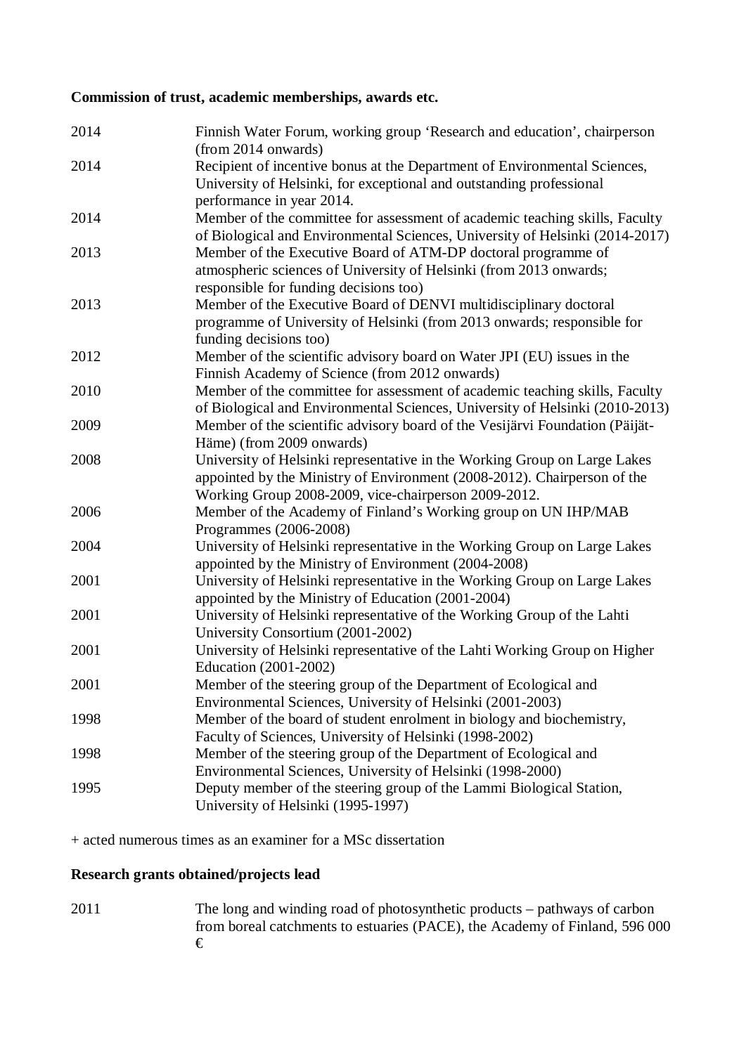**Commission of trust, academic memberships, awards etc.**

| | |
|---|---|
| 2014 | Finnish Water Forum, working group 'Research and education', chairperson (from 2014 onwards) |
| 2014 | Recipient of incentive bonus at the Department of Environmental Sciences, University of Helsinki, for exceptional and outstanding professional performance in year 2014. |
| 2014 | Member of the committee for assessment of academic teaching skills, Faculty of Biological and Environmental Sciences, University of Helsinki (2014-2017) |
| 2013 | Member of the Executive Board of ATM-DP doctoral programme of atmospheric sciences of University of Helsinki (from 2013 onwards; responsible for funding decisions too) |
| 2013 | Member of the Executive Board of DENVI multidisciplinary doctoral programme of University of Helsinki (from 2013 onwards; responsible for funding decisions too) |
| 2012 | Member of the scientific advisory board on Water JPI (EU) issues in the Finnish Academy of Science (from 2012 onwards) |
| 2010 | Member of the committee for assessment of academic teaching skills, Faculty of Biological and Environmental Sciences, University of Helsinki (2010-2013) |
| 2009 | Member of the scientific advisory board of the Vesijärvi Foundation (Päijät-Häme) (from 2009 onwards) |
| 2008 | University of Helsinki representative in the Working Group on Large Lakes appointed by the Ministry of Environment (2008-2012). Chairperson of the Working Group 2008-2009, vice-chairperson 2009-2012. |
| 2006 | Member of the Academy of Finland's Working group on UN IHP/MAB Programmes (2006-2008) |
| 2004 | University of Helsinki representative in the Working Group on Large Lakes appointed by the Ministry of Environment (2004-2008) |
| 2001 | University of Helsinki representative in the Working Group on Large Lakes appointed by the Ministry of Education (2001-2004) |
| 2001 | University of Helsinki representative of the Working Group of the Lahti University Consortium (2001-2002) |
| 2001 | University of Helsinki representative of the Lahti Working Group on Higher Education (2001-2002) |
| 2001 | Member of the steering group of the Department of Ecological and Environmental Sciences, University of Helsinki (2001-2003) |
| 1998 | Member of the board of student enrolment in biology and biochemistry, Faculty of Sciences, University of Helsinki (1998-2002) |
| 1998 | Member of the steering group of the Department of Ecological and Environmental Sciences, University of Helsinki (1998-2000) |
| 1995 | Deputy member of the steering group of the Lammi Biological Station, University of Helsinki (1995-1997) |

+ acted numerous times as an examiner for a MSc dissertation

**Research grants obtained/projects lead**

| | |
|---|---|
| 2011 | The long and winding road of photosynthetic products – pathways of carbon from boreal catchments to estuaries (PACE), the Academy of Finland, 596 000 € |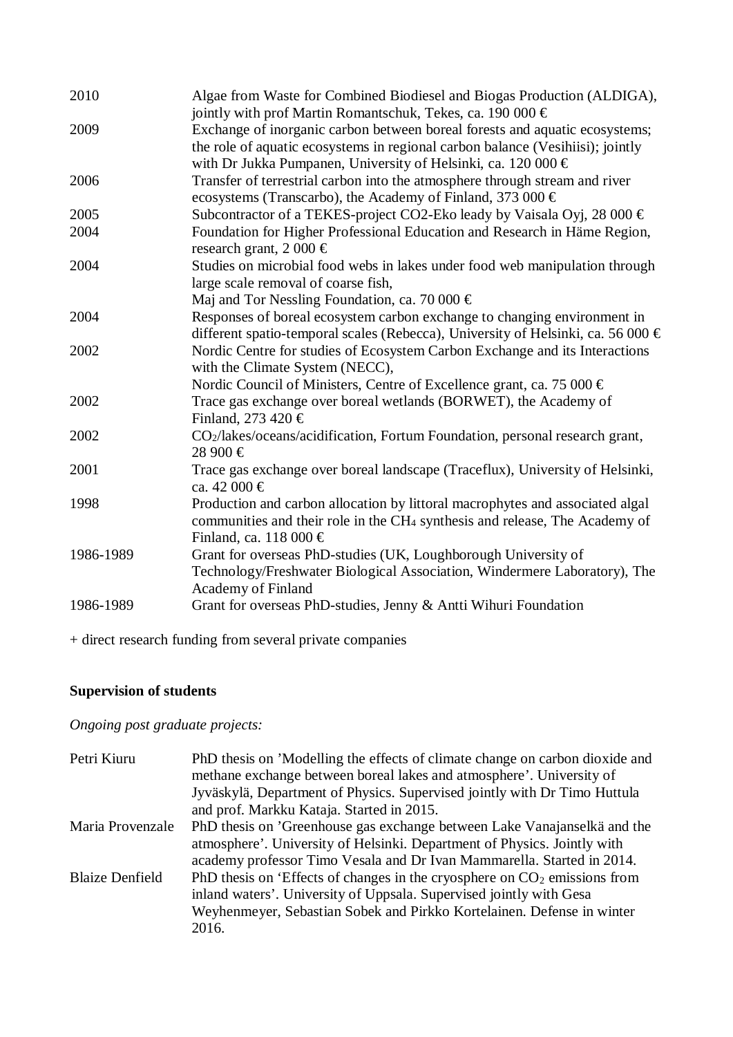| | |
|---|---|
| 2010 | Algae from Waste for Combined Biodiesel and Biogas Production (ALDIGA), jointly with prof Martin Romantschuk, Tekes, ca. 190 000 € |
| 2009 | Exchange of inorganic carbon between boreal forests and aquatic ecosystems; the role of aquatic ecosystems in regional carbon balance (Vesihiisi); jointly with Dr Jukka Pumpanen, University of Helsinki, ca. 120 000 € |
| 2006 | Transfer of terrestrial carbon into the atmosphere through stream and river ecosystems (Transcarbo), the Academy of Finland, 373 000 € |
| 2005 | Subcontractor of a TEKES-project CO2-Eko leady by Vaisala Oyj, 28 000 € |
| 2004 | Foundation for Higher Professional Education and Research in Häme Region, research grant, 2 000 € |
| 2004 | Studies on microbial food webs in lakes under food web manipulation through large scale removal of coarse fish, Maj and Tor Nessling Foundation, ca. 70 000 € |
| 2004 | Responses of boreal ecosystem carbon exchange to changing environment in different spatio-temporal scales (Rebecca), University of Helsinki, ca. 56 000 € |
| 2002 | Nordic Centre for studies of Ecosystem Carbon Exchange and its Interactions with the Climate System (NECC), Nordic Council of Ministers, Centre of Excellence grant, ca. 75 000 € |
| 2002 | Trace gas exchange over boreal wetlands (BORWET), the Academy of Finland, 273 420 € |
| 2002 | $CO_2$/lakes/oceans/acidification, Fortum Foundation, personal research grant, 28 900 € |
| 2001 | Trace gas exchange over boreal landscape (Traceflux), University of Helsinki, ca. 42 000 € |
| 1998 | Production and carbon allocation by littoral macrophytes and associated algal communities and their role in the $CH_4$ synthesis and release, The Academy of Finland, ca. 118 000 € |
| 1986-1989 | Grant for overseas PhD-studies (UK, Loughborough University of Technology/Freshwater Biological Association, Windermere Laboratory), The Academy of Finland |
| 1986-1989 | Grant for overseas PhD-studies, Jenny & Antti Wihuri Foundation |

+ direct research funding from several private companies

**Supervision of students**

*Ongoing post graduate projects:*

| | |
|---|---|
| Petri Kiuru | PhD thesis on 'Modelling the effects of climate change on carbon dioxide and methane exchange between boreal lakes and atmosphere'. University of Jyväskylä, Department of Physics. Supervised jointly with Dr Timo Huttula and prof. Markku Kataja. Started in 2015. |
| Maria Provenzale | PhD thesis on 'Greenhouse gas exchange between Lake Vanajanselkä and the atmosphere'. University of Helsinki. Department of Physics. Jointly with academy professor Timo Vesala and Dr Ivan Mammarella. Started in 2014. |
| Blaize Denfield | PhD thesis on 'Effects of changes in the cryosphere on $CO_2$ emissions from inland waters'. University of Uppsala. Supervised jointly with Gesa Weyhenmeyer, Sebastian Sobek and Pirkko Kortelainen. Defense in winter 2016. |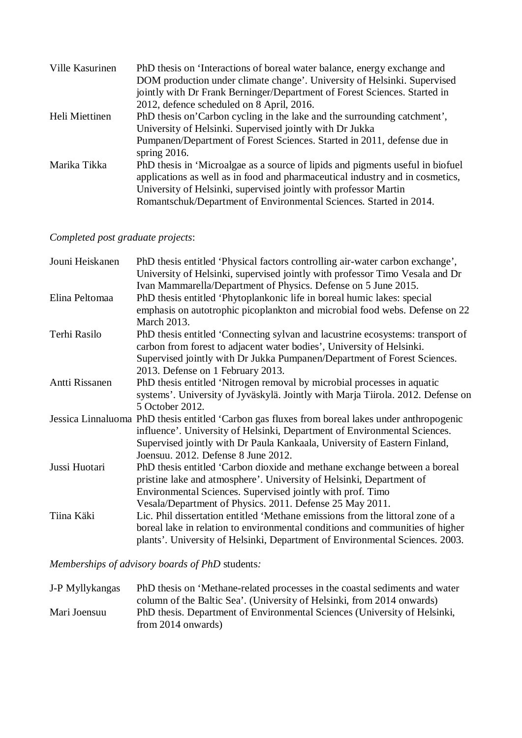Ville Kasurinen — PhD thesis on 'Interactions of boreal water balance, energy exchange and DOM production under climate change'. University of Helsinki. Supervised jointly with Dr Frank Berninger/Department of Forest Sciences. Started in 2012, defence scheduled on 8 April, 2016.

Heli Miettinen — PhD thesis on'Carbon cycling in the lake and the surrounding catchment', University of Helsinki. Supervised jointly with Dr Jukka Pumpanen/Department of Forest Sciences. Started in 2011, defense due in spring 2016.

Marika Tikka — PhD thesis in 'Microalgae as a source of lipids and pigments useful in biofuel applications as well as in food and pharmaceutical industry and in cosmetics, University of Helsinki, supervised jointly with professor Martin Romantschuk/Department of Environmental Sciences. Started in 2014.

*Completed post graduate projects*:

Jouni Heiskanen — PhD thesis entitled 'Physical factors controlling air-water carbon exchange', University of Helsinki, supervised jointly with professor Timo Vesala and Dr Ivan Mammarella/Department of Physics. Defense on 5 June 2015.

Elina Peltomaa — PhD thesis entitled 'Phytoplankonic life in boreal humic lakes: special emphasis on autotrophic picoplankton and microbial food webs. Defense on 22 March 2013.

Terhi Rasilo — PhD thesis entitled 'Connecting sylvan and lacustrine ecosystems: transport of carbon from forest to adjacent water bodies', University of Helsinki. Supervised jointly with Dr Jukka Pumpanen/Department of Forest Sciences. 2013. Defense on 1 February 2013.

Antti Rissanen — PhD thesis entitled 'Nitrogen removal by microbial processes in aquatic systems'. University of Jyväskylä. Jointly with Marja Tiirola. 2012. Defense on 5 October 2012.

Jessica Linnaluoma — PhD thesis entitled 'Carbon gas fluxes from boreal lakes under anthropogenic influence'. University of Helsinki, Department of Environmental Sciences. Supervised jointly with Dr Paula Kankaala, University of Eastern Finland, Joensuu. 2012. Defense 8 June 2012.

Jussi Huotari — PhD thesis entitled 'Carbon dioxide and methane exchange between a boreal pristine lake and atmosphere'. University of Helsinki, Department of Environmental Sciences. Supervised jointly with prof. Timo Vesala/Department of Physics. 2011. Defense 25 May 2011.

Tiina Käki — Lic. Phil dissertation entitled 'Methane emissions from the littoral zone of a boreal lake in relation to environmental conditions and communities of higher plants'. University of Helsinki, Department of Environmental Sciences. 2003.

*Memberships of advisory boards of PhD* students*:*

J-P Myllykangas — PhD thesis on 'Methane-related processes in the coastal sediments and water column of the Baltic Sea'. (University of Helsinki, from 2014 onwards)

Mari Joensuu — PhD thesis. Department of Environmental Sciences (University of Helsinki, from 2014 onwards)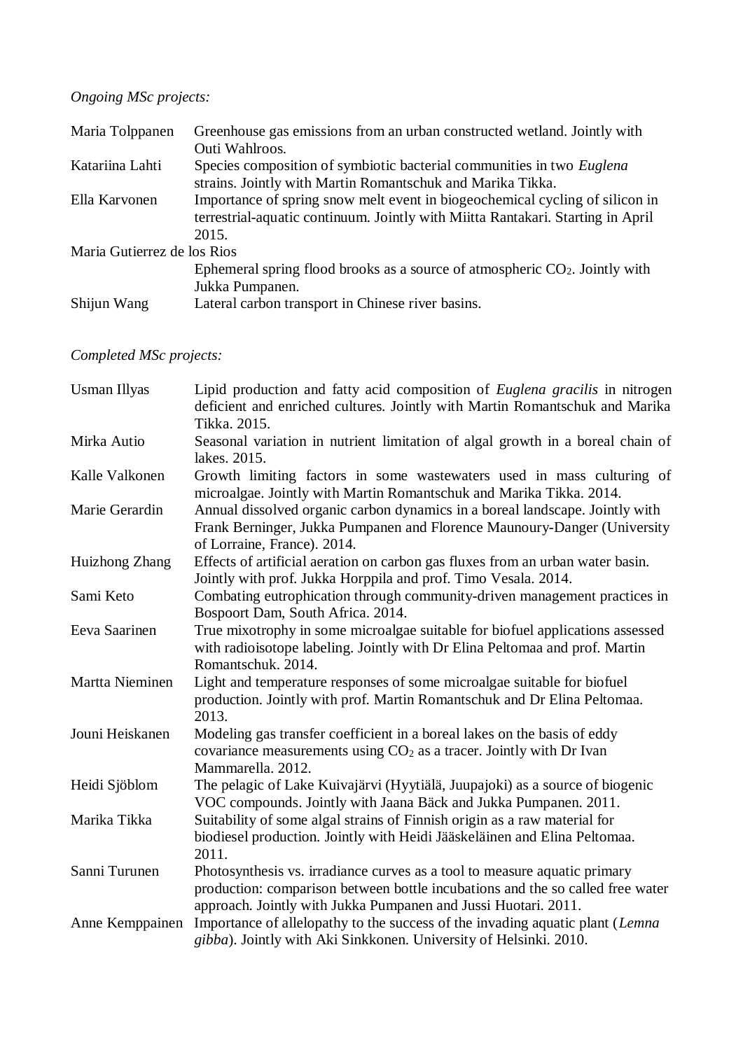*Ongoing MSc projects:*

Maria Tolppanen — Greenhouse gas emissions from an urban constructed wetland. Jointly with Outi Wahlroos.

Katariina Lahti — Species composition of symbiotic bacterial communities in two *Euglena* strains. Jointly with Martin Romantschuk and Marika Tikka.

Ella Karvonen — Importance of spring snow melt event in biogeochemical cycling of silicon in terrestrial-aquatic continuum. Jointly with Miitta Rantakari. Starting in April 2015.

Maria Gutierrez de los Rios — Ephemeral spring flood brooks as a source of atmospheric $CO_2$. Jointly with Jukka Pumpanen.

Shijun Wang — Lateral carbon transport in Chinese river basins.

*Completed MSc projects:*

Usman Illyas — Lipid production and fatty acid composition of *Euglena gracilis* in nitrogen deficient and enriched cultures. Jointly with Martin Romantschuk and Marika Tikka. 2015.

Mirka Autio — Seasonal variation in nutrient limitation of algal growth in a boreal chain of lakes. 2015.

Kalle Valkonen — Growth limiting factors in some wastewaters used in mass culturing of microalgae. Jointly with Martin Romantschuk and Marika Tikka. 2014.

Marie Gerardin — Annual dissolved organic carbon dynamics in a boreal landscape. Jointly with Frank Berninger, Jukka Pumpanen and Florence Maunoury-Danger (University of Lorraine, France). 2014.

Huizhong Zhang — Effects of artificial aeration on carbon gas fluxes from an urban water basin. Jointly with prof. Jukka Horppila and prof. Timo Vesala. 2014.

Sami Keto — Combating eutrophication through community-driven management practices in Bospoort Dam, South Africa. 2014.

Eeva Saarinen — True mixotrophy in some microalgae suitable for biofuel applications assessed with radioisotope labeling. Jointly with Dr Elina Peltomaa and prof. Martin Romantschuk. 2014.

Martta Nieminen — Light and temperature responses of some microalgae suitable for biofuel production. Jointly with prof. Martin Romantschuk and Dr Elina Peltomaa. 2013.

Jouni Heiskanen — Modeling gas transfer coefficient in a boreal lakes on the basis of eddy covariance measurements using $CO_2$ as a tracer. Jointly with Dr Ivan Mammarella. 2012.

Heidi Sjöblom — The pelagic of Lake Kuivajärvi (Hyytiälä, Juupajoki) as a source of biogenic VOC compounds. Jointly with Jaana Bäck and Jukka Pumpanen. 2011.

Marika Tikka — Suitability of some algal strains of Finnish origin as a raw material for biodiesel production. Jointly with Heidi Jääskeläinen and Elina Peltomaa. 2011.

Sanni Turunen — Photosynthesis vs. irradiance curves as a tool to measure aquatic primary production: comparison between bottle incubations and the so called free water approach. Jointly with Jukka Pumpanen and Jussi Huotari. 2011.

Anne Kemppainen — Importance of allelopathy to the success of the invading aquatic plant (*Lemna gibba*). Jointly with Aki Sinkkonen. University of Helsinki. 2010.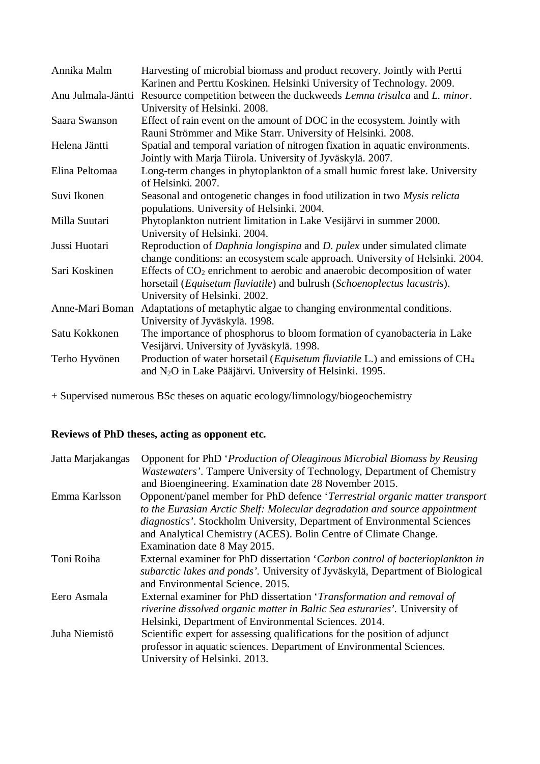| | |
|---|---|
| Annika Malm | Harvesting of microbial biomass and product recovery. Jointly with Pertti Karinen and Perttu Koskinen. Helsinki University of Technology. 2009. |
| Anu Julmala-Jäntti | Resource competition between the duckweeds *Lemna trisulca* and *L. minor*. University of Helsinki. 2008. |
| Saara Swanson | Effect of rain event on the amount of DOC in the ecosystem. Jointly with Rauni Strömmer and Mike Starr. University of Helsinki. 2008. |
| Helena Jäntti | Spatial and temporal variation of nitrogen fixation in aquatic environments. Jointly with Marja Tiirola. University of Jyväskylä. 2007. |
| Elina Peltomaa | Long-term changes in phytoplankton of a small humic forest lake. University of Helsinki. 2007. |
| Suvi Ikonen | Seasonal and ontogenetic changes in food utilization in two *Mysis relicta* populations. University of Helsinki. 2004. |
| Milla Suutari | Phytoplankton nutrient limitation in Lake Vesijärvi in summer 2000. University of Helsinki. 2004. |
| Jussi Huotari | Reproduction of *Daphnia longispina* and *D. pulex* under simulated climate change conditions: an ecosystem scale approach. University of Helsinki. 2004. |
| Sari Koskinen | Effects of $CO_2$ enrichment to aerobic and anaerobic decomposition of water horsetail (*Equisetum fluviatile*) and bulrush (*Schoenoplectus lacustris*). University of Helsinki. 2002. |
| Anne-Mari Boman | Adaptations of metaphytic algae to changing environmental conditions. University of Jyväskylä. 1998. |
| Satu Kokkonen | The importance of phosphorus to bloom formation of cyanobacteria in Lake Vesijärvi. University of Jyväskylä. 1998. |
| Terho Hyvönen | Production of water horsetail (*Equisetum fluviatile* L.) and emissions of $CH_4$ and $N_2O$ in Lake Pääjärvi. University of Helsinki. 1995. |

+ Supervised numerous BSc theses on aquatic ecology/limnology/biogeochemistry

## Reviews of PhD theses, acting as opponent etc.

| | |
|---|---|
| Jatta Marjakangas | Opponent for PhD '*Production of Oleaginous Microbial Biomass by Reusing Wastewaters*'. Tampere University of Technology, Department of Chemistry and Bioengineering. Examination date 28 November 2015. |
| Emma Karlsson | Opponent/panel member for PhD defence '*Terrestrial organic matter transport to the Eurasian Arctic Shelf: Molecular degradation and source appointment diagnostics*'. Stockholm University, Department of Environmental Sciences and Analytical Chemistry (ACES). Bolin Centre of Climate Change. Examination date 8 May 2015. |
| Toni Roiha | External examiner for PhD dissertation '*Carbon control of bacterioplankton in subarctic lakes and ponds'*. University of Jyväskylä, Department of Biological and Environmental Science. 2015. |
| Eero Asmala | External examiner for PhD dissertation '*Transformation and removal of riverine dissolved organic matter in Baltic Sea esturaries'*. University of Helsinki, Department of Environmental Sciences. 2014. |
| Juha Niemistö | Scientific expert for assessing qualifications for the position of adjunct professor in aquatic sciences. Department of Environmental Sciences. University of Helsinki. 2013. |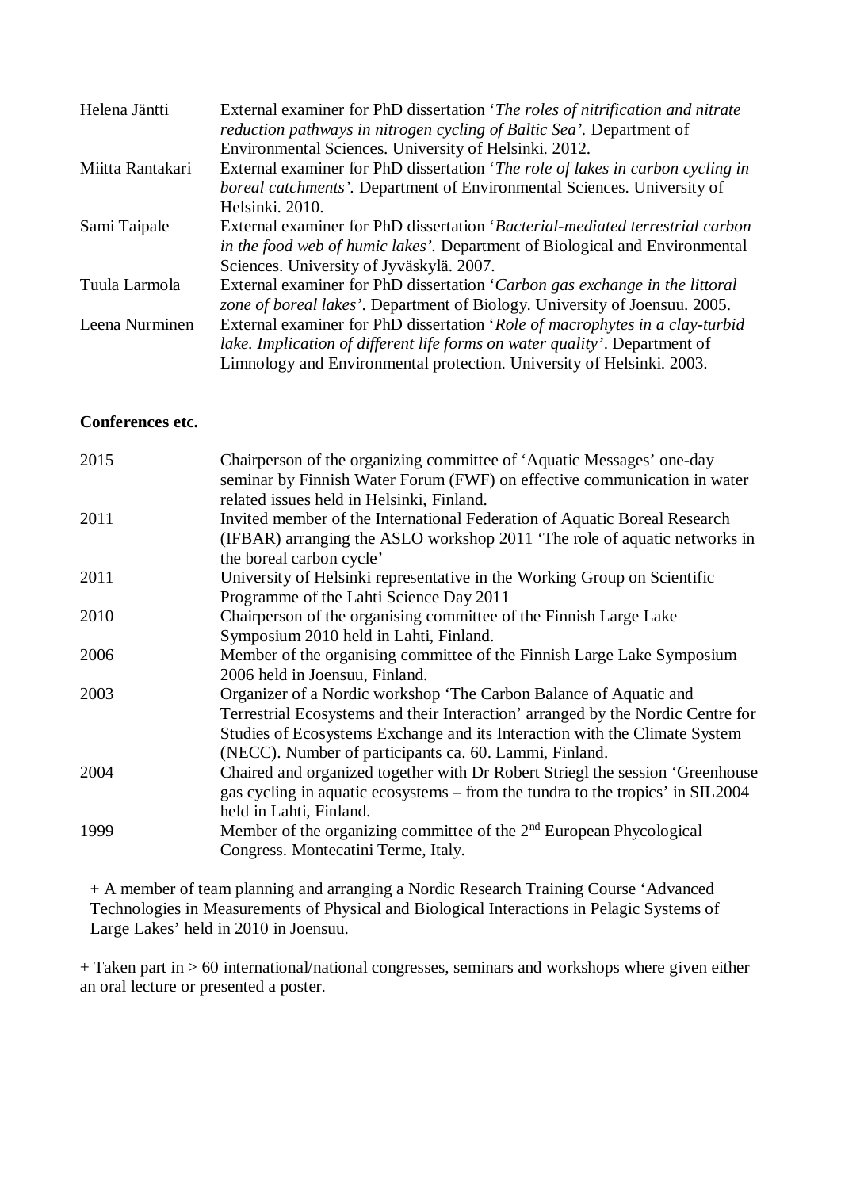| | |
|---|---|
| Helena Jäntti | External examiner for PhD dissertation '*The roles of nitrification and nitrate reduction pathways in nitrogen cycling of Baltic Sea*'. Department of Environmental Sciences. University of Helsinki. 2012. |
| Miitta Rantakari | External examiner for PhD dissertation '*The role of lakes in carbon cycling in boreal catchments*'. Department of Environmental Sciences. University of Helsinki. 2010. |
| Sami Taipale | External examiner for PhD dissertation '*Bacterial-mediated terrestrial carbon in the food web of humic lakes*'. Department of Biological and Environmental Sciences. University of Jyväskylä. 2007. |
| Tuula Larmola | External examiner for PhD dissertation '*Carbon gas exchange in the littoral zone of boreal lakes*'. Department of Biology. University of Joensuu. 2005. |
| Leena Nurminen | External examiner for PhD dissertation '*Role of macrophytes in a clay-turbid lake. Implication of different life forms on water quality*'. Department of Limnology and Environmental protection. University of Helsinki. 2003. |

**Conferences etc.**

| | |
|---|---|
| 2015 | Chairperson of the organizing committee of 'Aquatic Messages' one-day seminar by Finnish Water Forum (FWF) on effective communication in water related issues held in Helsinki, Finland. |
| 2011 | Invited member of the International Federation of Aquatic Boreal Research (IFBAR) arranging the ASLO workshop 2011 'The role of aquatic networks in the boreal carbon cycle' |
| 2011 | University of Helsinki representative in the Working Group on Scientific Programme of the Lahti Science Day 2011 |
| 2010 | Chairperson of the organising committee of the Finnish Large Lake Symposium 2010 held in Lahti, Finland. |
| 2006 | Member of the organising committee of the Finnish Large Lake Symposium 2006 held in Joensuu, Finland. |
| 2003 | Organizer of a Nordic workshop 'The Carbon Balance of Aquatic and Terrestrial Ecosystems and their Interaction' arranged by the Nordic Centre for Studies of Ecosystems Exchange and its Interaction with the Climate System (NECC). Number of participants ca. 60. Lammi, Finland. |
| 2004 | Chaired and organized together with Dr Robert Striegl the session 'Greenhouse gas cycling in aquatic ecosystems – from the tundra to the tropics' in SIL2004 held in Lahti, Finland. |
| 1999 | Member of the organizing committee of the 2nd European Phycological Congress. Montecatini Terme, Italy. |

+ A member of team planning and arranging a Nordic Research Training Course 'Advanced Technologies in Measurements of Physical and Biological Interactions in Pelagic Systems of Large Lakes' held in 2010 in Joensuu.

+ Taken part in > 60 international/national congresses, seminars and workshops where given either an oral lecture or presented a poster.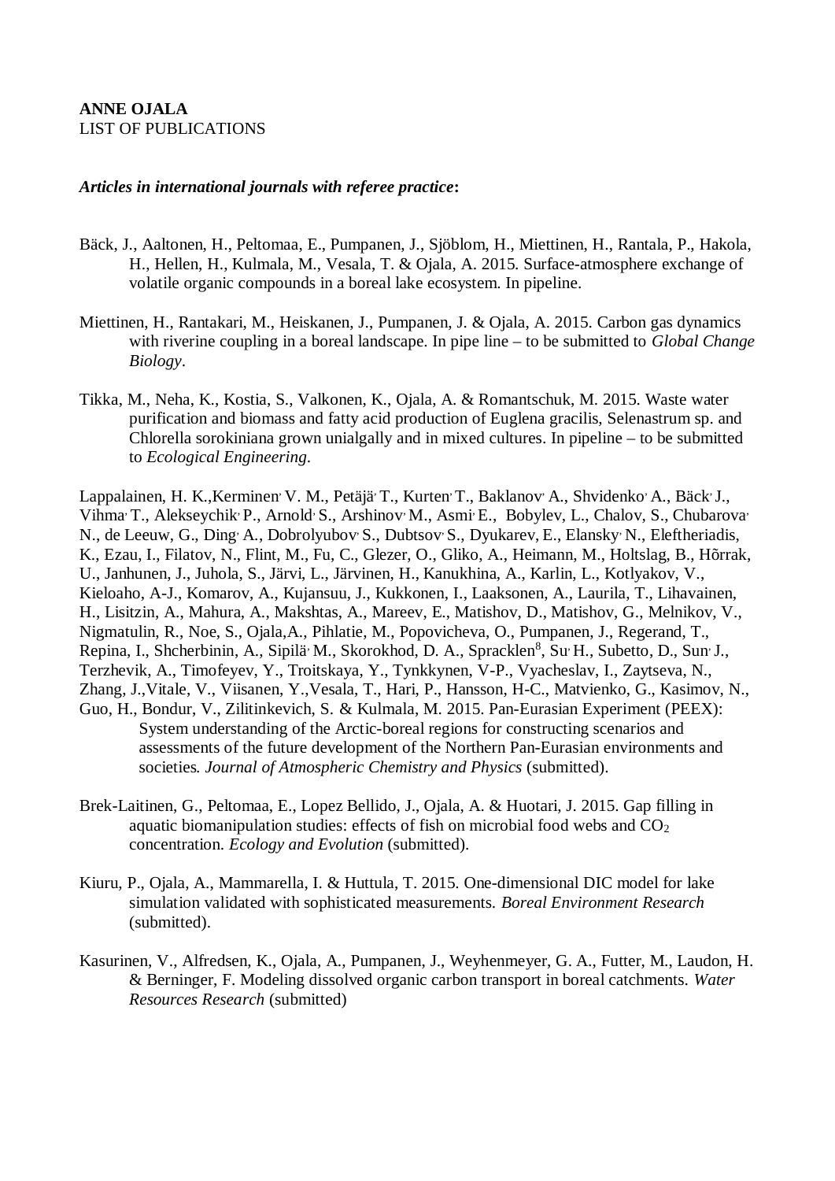**ANNE OJALA**
LIST OF PUBLICATIONS

***Articles in international journals with referee practice*:**

Bäck, J., Aaltonen, H., Peltomaa, E., Pumpanen, J., Sjöblom, H., Miettinen, H., Rantala, P., Hakola, H., Hellen, H., Kulmala, M., Vesala, T. & Ojala, A. 2015. Surface-atmosphere exchange of volatile organic compounds in a boreal lake ecosystem. In pipeline.

Miettinen, H., Rantakari, M., Heiskanen, J., Pumpanen, J. & Ojala, A. 2015. Carbon gas dynamics with riverine coupling in a boreal landscape. In pipe line – to be submitted to *Global Change Biology*.

Tikka, M., Neha, K., Kostia, S., Valkonen, K., Ojala, A. & Romantschuk, M. 2015. Waste water purification and biomass and fatty acid production of Euglena gracilis, Selenastrum sp. and Chlorella sorokiniana grown unialgally and in mixed cultures. In pipeline – to be submitted to *Ecological Engineering*.

Lappalainen, H. K.,Kerminen, V. M., Petäjä, T., Kurten, T., Baklanov, A., Shvidenko, A., Bäck, J., Vihma, T., Alekseychik, P., Arnold, S., Arshinov, M., Asmi, E., Bobylev, L., Chalov, S., Chubarova, N., de Leeuw, G., Ding, A., Dobrolyubov, S., Dubtsov, S., Dyukarev, E., Elansky, N., Eleftheriadis, K., Ezau, I., Filatov, N., Flint, M., Fu, C., Glezer, O., Gliko, A., Heimann, M., Holtslag, B., Hõrrak, U., Janhunen, J., Juhola, S., Järvi, L., Järvinen, H., Kanukhina, A., Karlin, L., Kotlyakov, V., Kieloaho, A-J., Komarov, A., Kujansuu, J., Kukkonen, I., Laaksonen, A., Laurila, T., Lihavainen, H., Lisitzin, A., Mahura, A., Makshtas, A., Mareev, E., Matishov, D., Matishov, G., Melnikov, V., Nigmatulin, R., Noe, S., Ojala,A., Pihlatie, M., Popovicheva, O., Pumpanen, J., Regerand, T., Repina, I., Shcherbinin, A., Sipilä, M., Skorokhod, D. A., Spracklen[8], Su, H., Subetto, D., Sun, J., Terzhevik, A., Timofeyev, Y., Troitskaya, Y., Tynkkynen, V-P., Vyacheslav, I., Zaytseva, N., Zhang, J.,Vitale, V., Viisanen, Y.,Vesala, T., Hari, P., Hansson, H-C., Matvienko, G., Kasimov, N., Guo, H., Bondur, V., Zilitinkevich, S. & Kulmala, M. 2015. Pan-Eurasian Experiment (PEEX): System understanding of the Arctic-boreal regions for constructing scenarios and assessments of the future development of the Northern Pan-Eurasian environments and societies. *Journal of Atmospheric Chemistry and Physics* (submitted).

Brek-Laitinen, G., Peltomaa, E., Lopez Bellido, J., Ojala, A. & Huotari, J. 2015. Gap filling in aquatic biomanipulation studies: effects of fish on microbial food webs and $CO_2$ concentration. *Ecology and Evolution* (submitted).

Kiuru, P., Ojala, A., Mammarella, I. & Huttula, T. 2015. One-dimensional DIC model for lake simulation validated with sophisticated measurements. *Boreal Environment Research* (submitted).

Kasurinen, V., Alfredsen, K., Ojala, A., Pumpanen, J., Weyhenmeyer, G. A., Futter, M., Laudon, H. & Berninger, F. Modeling dissolved organic carbon transport in boreal catchments. *Water Resources Research* (submitted)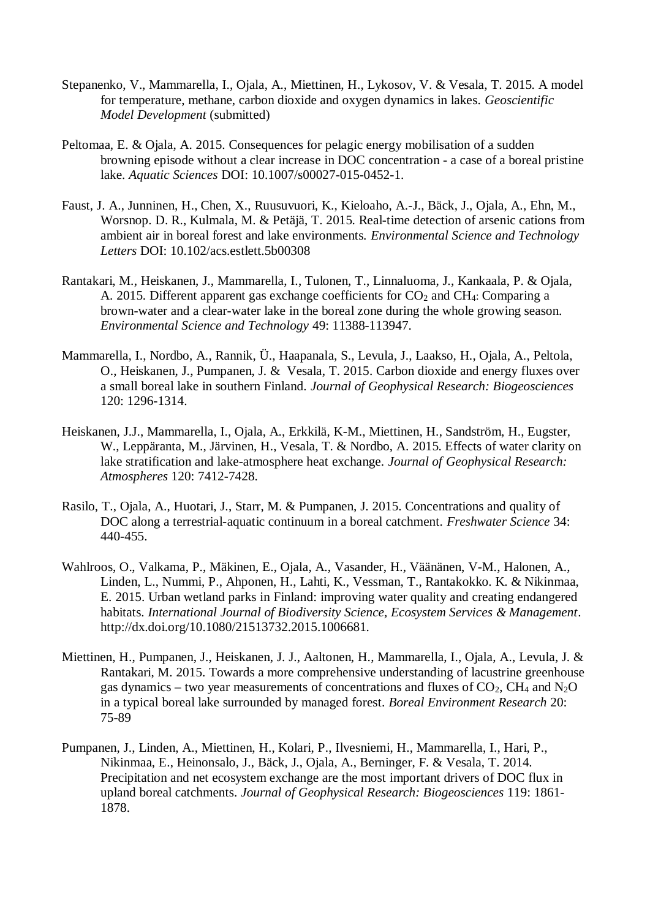Stepanenko, V., Mammarella, I., Ojala, A., Miettinen, H., Lykosov, V. & Vesala, T. 2015. A model for temperature, methane, carbon dioxide and oxygen dynamics in lakes. *Geoscientific Model Development* (submitted)

Peltomaa, E. & Ojala, A. 2015. Consequences for pelagic energy mobilisation of a sudden browning episode without a clear increase in DOC concentration - a case of a boreal pristine lake. *Aquatic Sciences* DOI: 10.1007/s00027-015-0452-1.

Faust, J. A., Junninen, H., Chen, X., Ruusuvuori, K., Kieloaho, A.-J., Bäck, J., Ojala, A., Ehn, M., Worsnop. D. R., Kulmala, M. & Petäjä, T. 2015. Real-time detection of arsenic cations from ambient air in boreal forest and lake environments. *Environmental Science and Technology Letters* DOI: 10.102/acs.estlett.5b00308

Rantakari, M., Heiskanen, J., Mammarella, I., Tulonen, T., Linnaluoma, J., Kankaala, P. & Ojala, A. 2015. Different apparent gas exchange coefficients for $CO_2$ and $CH_4$: Comparing a brown-water and a clear-water lake in the boreal zone during the whole growing season. *Environmental Science and Technology* 49: 11388-113947.

Mammarella, I., Nordbo, A., Rannik, Ü., Haapanala, S., Levula, J., Laakso, H., Ojala, A., Peltola, O., Heiskanen, J., Pumpanen, J. & Vesala, T. 2015. Carbon dioxide and energy fluxes over a small boreal lake in southern Finland. *Journal of Geophysical Research: Biogeosciences* 120: 1296-1314.

Heiskanen, J.J., Mammarella, I., Ojala, A., Erkkilä, K-M., Miettinen, H., Sandström, H., Eugster, W., Leppäranta, M., Järvinen, H., Vesala, T. & Nordbo, A. 2015. Effects of water clarity on lake stratification and lake-atmosphere heat exchange. *Journal of Geophysical Research: Atmospheres* 120: 7412-7428.

Rasilo, T., Ojala, A., Huotari, J., Starr, M. & Pumpanen, J. 2015. Concentrations and quality of DOC along a terrestrial-aquatic continuum in a boreal catchment. *Freshwater Science* 34: 440-455.

Wahlroos, O., Valkama, P., Mäkinen, E., Ojala, A., Vasander, H., Väänänen, V-M., Halonen, A., Linden, L., Nummi, P., Ahponen, H., Lahti, K., Vessman, T., Rantakokko. K. & Nikinmaa, E. 2015. Urban wetland parks in Finland: improving water quality and creating endangered habitats. *International Journal of Biodiversity Science, Ecosystem Services & Management*. http://dx.doi.org/10.1080/21513732.2015.1006681.

Miettinen, H., Pumpanen, J., Heiskanen, J. J., Aaltonen, H., Mammarella, I., Ojala, A., Levula, J. & Rantakari, M. 2015. Towards a more comprehensive understanding of lacustrine greenhouse gas dynamics – two year measurements of concentrations and fluxes of $CO_2$, $CH_4$ and $N_2O$ in a typical boreal lake surrounded by managed forest. *Boreal Environment Research* 20: 75-89

Pumpanen, J., Linden, A., Miettinen, H., Kolari, P., Ilvesniemi, H., Mammarella, I., Hari, P., Nikinmaa, E., Heinonsalo, J., Bäck, J., Ojala, A., Berninger, F. & Vesala, T. 2014. Precipitation and net ecosystem exchange are the most important drivers of DOC flux in upland boreal catchments. *Journal of Geophysical Research: Biogeosciences* 119: 1861-1878.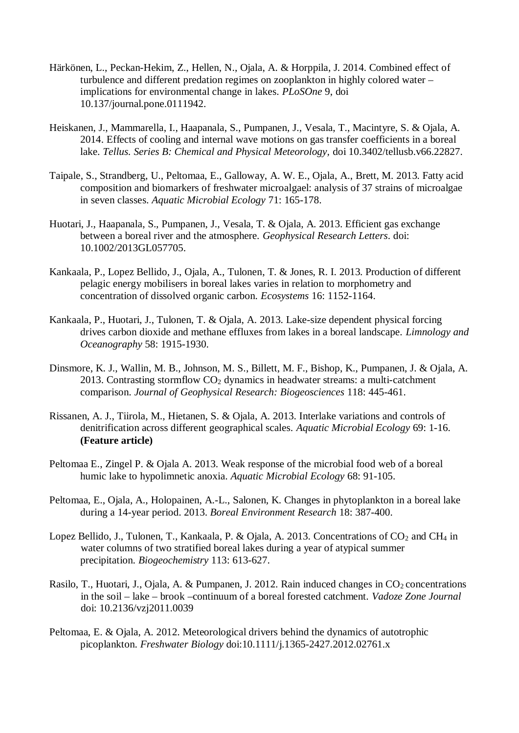Härkönen, L., Peckan-Hekim, Z., Hellen, N., Ojala, A. & Horppila, J. 2014. Combined effect of turbulence and different predation regimes on zooplankton in highly colored water – implications for environmental change in lakes. *PLoSOne* 9, doi 10.137/journal.pone.0111942.

Heiskanen, J., Mammarella, I., Haapanala, S., Pumpanen, J., Vesala, T., Macintyre, S. & Ojala, A. 2014. Effects of cooling and internal wave motions on gas transfer coefficients in a boreal lake. *Tellus. Series B: Chemical and Physical Meteorology,* doi 10.3402/tellusb.v66.22827.

Taipale, S., Strandberg, U., Peltomaa, E., Galloway, A. W. E., Ojala, A., Brett, M. 2013. Fatty acid composition and biomarkers of freshwater microalgael: analysis of 37 strains of microalgae in seven classes. *Aquatic Microbial Ecology* 71: 165-178.

Huotari, J., Haapanala, S., Pumpanen, J., Vesala, T. & Ojala, A. 2013. Efficient gas exchange between a boreal river and the atmosphere. *Geophysical Research Letters*. doi: 10.1002/2013GL057705.

Kankaala, P., Lopez Bellido, J., Ojala, A., Tulonen, T. & Jones, R. I. 2013. Production of different pelagic energy mobilisers in boreal lakes varies in relation to morphometry and concentration of dissolved organic carbon. *Ecosystems* 16: 1152-1164.

Kankaala, P., Huotari, J., Tulonen, T. & Ojala, A. 2013. Lake-size dependent physical forcing drives carbon dioxide and methane effluxes from lakes in a boreal landscape. *Limnology and Oceanography* 58: 1915-1930.

Dinsmore, K. J., Wallin, M. B., Johnson, M. S., Billett, M. F., Bishop, K., Pumpanen, J. & Ojala, A. 2013. Contrasting stormflow $CO_2$ dynamics in headwater streams: a multi-catchment comparison. *Journal of Geophysical Research: Biogeosciences* 118: 445-461.

Rissanen, A. J., Tiirola, M., Hietanen, S. & Ojala, A. 2013. Interlake variations and controls of denitrification across different geographical scales. *Aquatic Microbial Ecology* 69: 1-16. **(Feature article)**

Peltomaa E., Zingel P. & Ojala A. 2013. Weak response of the microbial food web of a boreal humic lake to hypolimnetic anoxia. *Aquatic Microbial Ecology* 68: 91-105.

Peltomaa, E., Ojala, A., Holopainen, A.-L., Salonen, K. Changes in phytoplankton in a boreal lake during a 14-year period. 2013. *Boreal Environment Research* 18: 387-400.

Lopez Bellido, J., Tulonen, T., Kankaala, P. & Ojala, A. 2013. Concentrations of $CO_2$ and $CH_4$ in water columns of two stratified boreal lakes during a year of atypical summer precipitation. *Biogeochemistry* 113: 613-627.

Rasilo, T., Huotari, J., Ojala, A. & Pumpanen, J. 2012. Rain induced changes in $CO_2$ concentrations in the soil – lake – brook –continuum of a boreal forested catchment. *Vadoze Zone Journal* doi: 10.2136/vzj2011.0039

Peltomaa, E. & Ojala, A. 2012. Meteorological drivers behind the dynamics of autotrophic picoplankton. *Freshwater Biology* doi:10.1111/j.1365-2427.2012.02761.x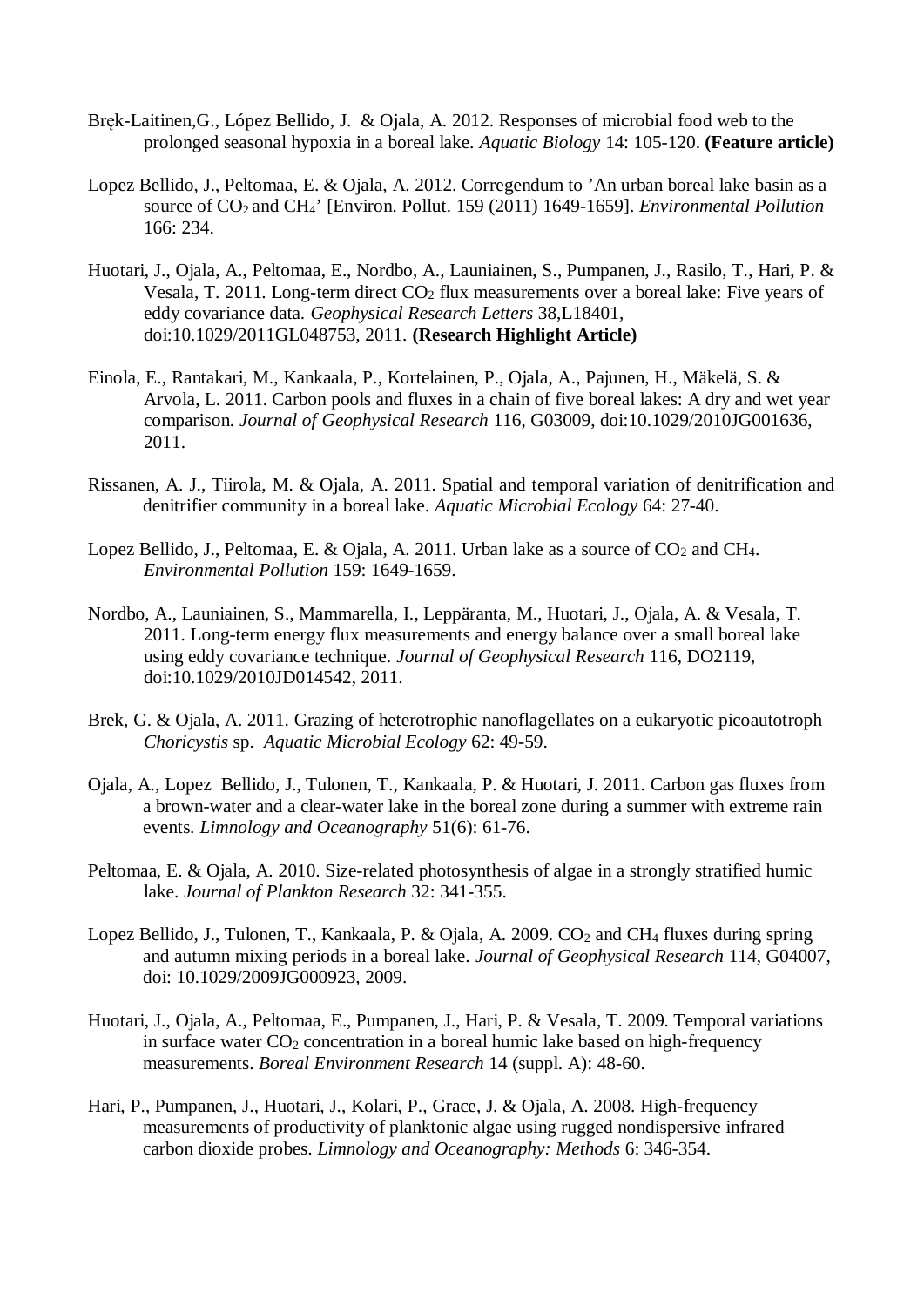Bręk-Laitinen,G., López Bellido, J.  & Ojala, A. 2012. Responses of microbial food web to the prolonged seasonal hypoxia in a boreal lake. *Aquatic Biology* 14: 105-120. **(Feature article)**

Lopez Bellido, J., Peltomaa, E. & Ojala, A. 2012. Corregendum to 'An urban boreal lake basin as a source of $CO_2$ and $CH_4$' [Environ. Pollut. 159 (2011) 1649-1659]. *Environmental Pollution* 166: 234.

Huotari, J., Ojala, A., Peltomaa, E., Nordbo, A., Launiainen, S., Pumpanen, J., Rasilo, T., Hari, P. & Vesala, T. 2011. Long-term direct $CO_2$ flux measurements over a boreal lake: Five years of eddy covariance data. *Geophysical Research Letters* 38,L18401, doi:10.1029/2011GL048753, 2011. **(Research Highlight Article)**

Einola, E., Rantakari, M., Kankaala, P., Kortelainen, P., Ojala, A., Pajunen, H., Mäkelä, S. & Arvola, L. 2011. Carbon pools and fluxes in a chain of five boreal lakes: A dry and wet year comparison. *Journal of Geophysical Research* 116, G03009, doi:10.1029/2010JG001636, 2011.

Rissanen, A. J., Tiirola, M. & Ojala, A. 2011. Spatial and temporal variation of denitrification and denitrifier community in a boreal lake. *Aquatic Microbial Ecology* 64: 27-40.

Lopez Bellido, J., Peltomaa, E. & Ojala, A. 2011. Urban lake as a source of $CO_2$ and $CH_4$. *Environmental Pollution* 159: 1649-1659.

Nordbo, A., Launiainen, S., Mammarella, I., Leppäranta, M., Huotari, J., Ojala, A. & Vesala, T. 2011. Long-term energy flux measurements and energy balance over a small boreal lake using eddy covariance technique. *Journal of Geophysical Research* 116, DO2119, doi:10.1029/2010JD014542, 2011.

Brek, G. & Ojala, A. 2011. Grazing of heterotrophic nanoflagellates on a eukaryotic picoautotroph *Choricystis* sp.  *Aquatic Microbial Ecology* 62: 49-59.

Ojala, A., Lopez  Bellido, J., Tulonen, T., Kankaala, P. & Huotari, J. 2011. Carbon gas fluxes from a brown-water and a clear-water lake in the boreal zone during a summer with extreme rain events. *Limnology and Oceanography* 51(6): 61-76.

Peltomaa, E. & Ojala, A. 2010. Size-related photosynthesis of algae in a strongly stratified humic lake. *Journal of Plankton Research* 32: 341-355.

Lopez Bellido, J., Tulonen, T., Kankaala, P. & Ojala, A. 2009. $CO_2$ and $CH_4$ fluxes during spring and autumn mixing periods in a boreal lake. *Journal of Geophysical Research* 114, G04007, doi: 10.1029/2009JG000923, 2009.

Huotari, J., Ojala, A., Peltomaa, E., Pumpanen, J., Hari, P. & Vesala, T. 2009. Temporal variations in surface water $CO_2$ concentration in a boreal humic lake based on high-frequency measurements. *Boreal Environment Research* 14 (suppl. A): 48-60.

Hari, P., Pumpanen, J., Huotari, J., Kolari, P., Grace, J. & Ojala, A. 2008. High-frequency measurements of productivity of planktonic algae using rugged nondispersive infrared carbon dioxide probes. *Limnology and Oceanography: Methods* 6: 346-354.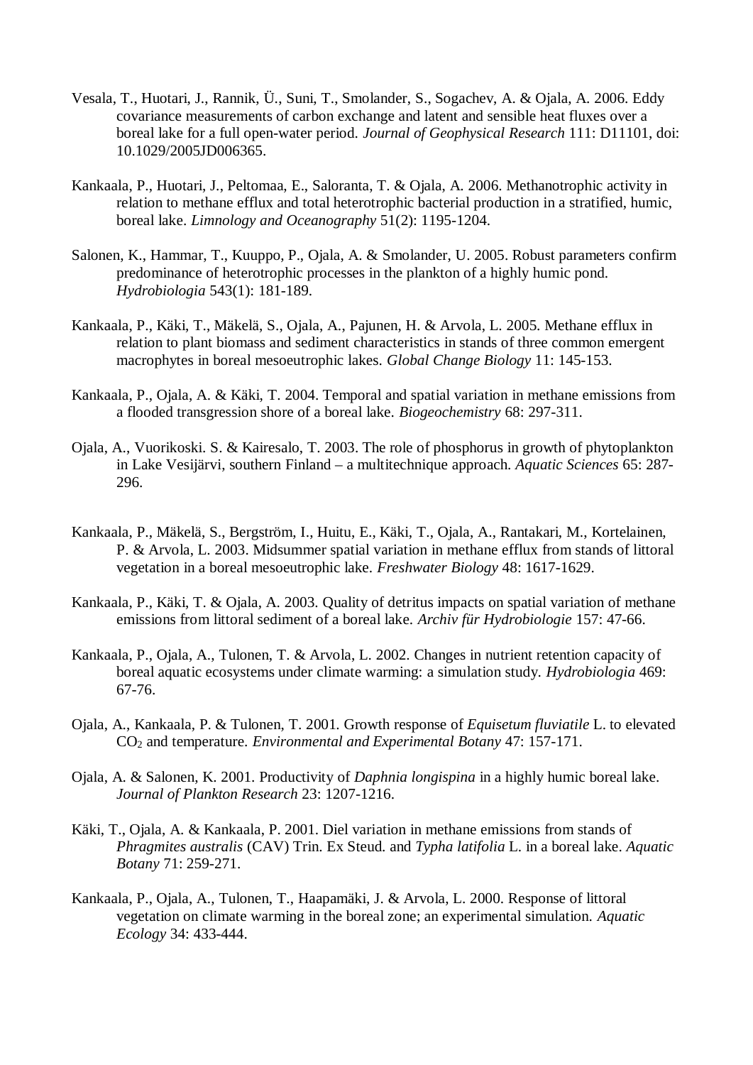Vesala, T., Huotari, J., Rannik, Ü., Suni, T., Smolander, S., Sogachev, A. & Ojala, A. 2006. Eddy covariance measurements of carbon exchange and latent and sensible heat fluxes over a boreal lake for a full open-water period. *Journal of Geophysical Research* 111: D11101, doi: 10.1029/2005JD006365.

Kankaala, P., Huotari, J., Peltomaa, E., Saloranta, T. & Ojala, A. 2006. Methanotrophic activity in relation to methane efflux and total heterotrophic bacterial production in a stratified, humic, boreal lake. *Limnology and Oceanography* 51(2): 1195-1204.

Salonen, K., Hammar, T., Kuuppo, P., Ojala, A. & Smolander, U. 2005. Robust parameters confirm predominance of heterotrophic processes in the plankton of a highly humic pond. *Hydrobiologia* 543(1): 181-189.

Kankaala, P., Käki, T., Mäkelä, S., Ojala, A., Pajunen, H. & Arvola, L. 2005. Methane efflux in relation to plant biomass and sediment characteristics in stands of three common emergent macrophytes in boreal mesoeutrophic lakes. *Global Change Biology* 11: 145-153.

Kankaala, P., Ojala, A. & Käki, T. 2004. Temporal and spatial variation in methane emissions from a flooded transgression shore of a boreal lake. *Biogeochemistry* 68: 297-311.

Ojala, A., Vuorikoski. S. & Kairesalo, T. 2003. The role of phosphorus in growth of phytoplankton in Lake Vesijärvi, southern Finland – a multitechnique approach. *Aquatic Sciences* 65: 287-296.

Kankaala, P., Mäkelä, S., Bergström, I., Huitu, E., Käki, T., Ojala, A., Rantakari, M., Kortelainen, P. & Arvola, L. 2003. Midsummer spatial variation in methane efflux from stands of littoral vegetation in a boreal mesoeutrophic lake. *Freshwater Biology* 48: 1617-1629.

Kankaala, P., Käki, T. & Ojala, A. 2003. Quality of detritus impacts on spatial variation of methane emissions from littoral sediment of a boreal lake. *Archiv für Hydrobiologie* 157: 47-66.

Kankaala, P., Ojala, A., Tulonen, T. & Arvola, L. 2002. Changes in nutrient retention capacity of boreal aquatic ecosystems under climate warming: a simulation study. *Hydrobiologia* 469: 67-76.

Ojala, A., Kankaala, P. & Tulonen, T. 2001. Growth response of *Equisetum fluviatile* L. to elevated $CO_2$ and temperature. *Environmental and Experimental Botany* 47: 157-171.

Ojala, A. & Salonen, K. 2001. Productivity of *Daphnia longispina* in a highly humic boreal lake. *Journal of Plankton Research* 23: 1207-1216.

Käki, T., Ojala, A. & Kankaala, P. 2001. Diel variation in methane emissions from stands of *Phragmites australis* (CAV) Trin. Ex Steud. and *Typha latifolia* L. in a boreal lake. *Aquatic Botany* 71: 259-271.

Kankaala, P., Ojala, A., Tulonen, T., Haapamäki, J. & Arvola, L. 2000. Response of littoral vegetation on climate warming in the boreal zone; an experimental simulation. *Aquatic Ecology* 34: 433-444.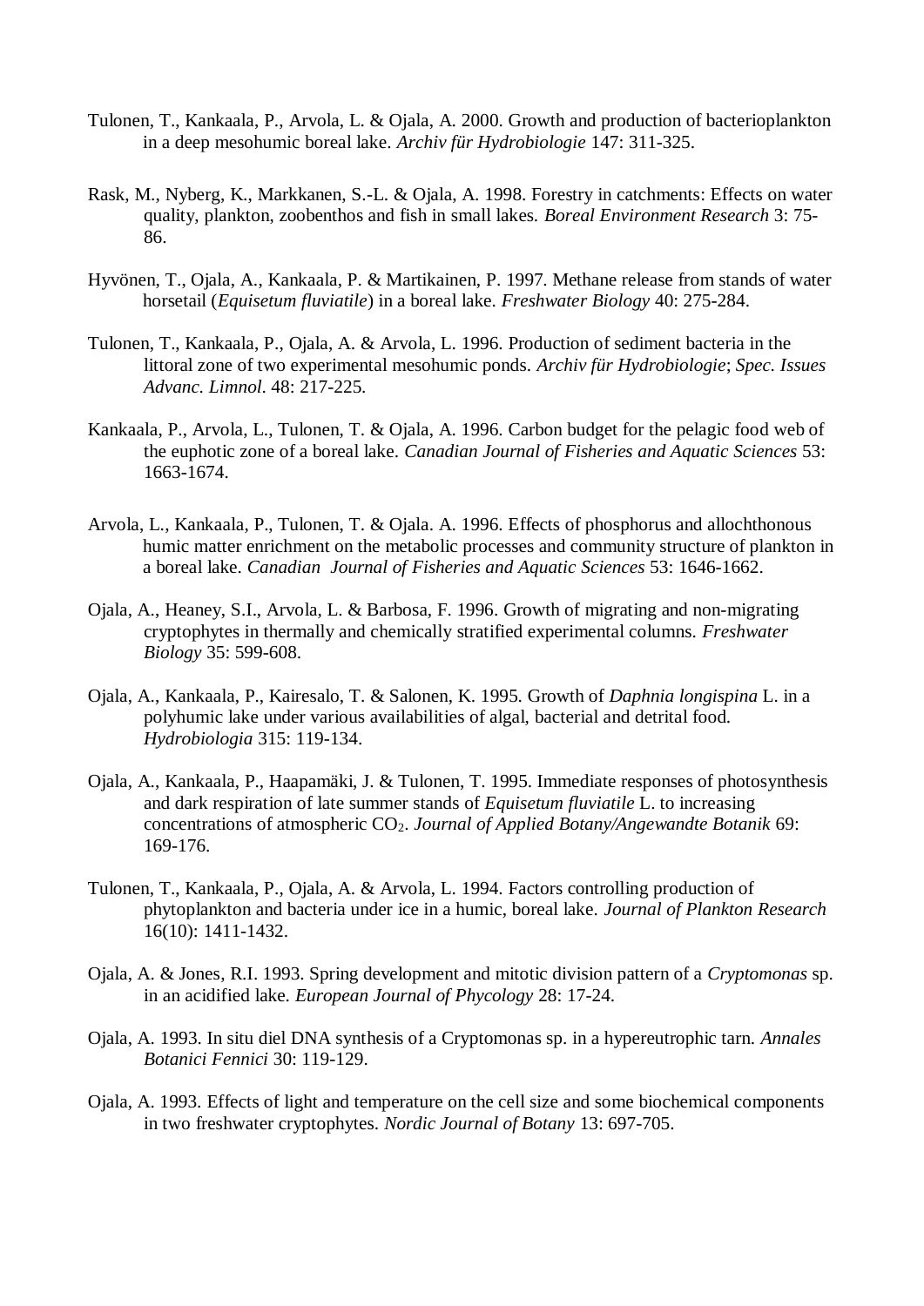Tulonen, T., Kankaala, P., Arvola, L. & Ojala, A. 2000. Growth and production of bacterioplankton in a deep mesohumic boreal lake. *Archiv für Hydrobiologie* 147: 311-325.

Rask, M., Nyberg, K., Markkanen, S.-L. & Ojala, A. 1998. Forestry in catchments: Effects on water quality, plankton, zoobenthos and fish in small lakes. *Boreal Environment Research* 3: 75-86.

Hyvönen, T., Ojala, A., Kankaala, P. & Martikainen, P. 1997. Methane release from stands of water horsetail (*Equisetum fluviatile*) in a boreal lake. *Freshwater Biology* 40: 275-284.

Tulonen, T., Kankaala, P., Ojala, A. & Arvola, L. 1996. Production of sediment bacteria in the littoral zone of two experimental mesohumic ponds. *Archiv für Hydrobiologie*; *Spec. Issues Advanc. Limnol*. 48: 217-225.

Kankaala, P., Arvola, L., Tulonen, T. & Ojala, A. 1996. Carbon budget for the pelagic food web of the euphotic zone of a boreal lake. *Canadian Journal of Fisheries and Aquatic Sciences* 53: 1663-1674.

Arvola, L., Kankaala, P., Tulonen, T. & Ojala. A. 1996. Effects of phosphorus and allochthonous humic matter enrichment on the metabolic processes and community structure of plankton in a boreal lake. *Canadian Journal of Fisheries and Aquatic Sciences* 53: 1646-1662.

Ojala, A., Heaney, S.I., Arvola, L. & Barbosa, F. 1996. Growth of migrating and non-migrating cryptophytes in thermally and chemically stratified experimental columns. *Freshwater Biology* 35: 599-608.

Ojala, A., Kankaala, P., Kairesalo, T. & Salonen, K. 1995. Growth of *Daphnia longispina* L. in a polyhumic lake under various availabilities of algal, bacterial and detrital food. *Hydrobiologia* 315: 119-134.

Ojala, A., Kankaala, P., Haapamäki, J. & Tulonen, T. 1995. Immediate responses of photosynthesis and dark respiration of late summer stands of *Equisetum fluviatile* L. to increasing concentrations of atmospheric $CO_2$. *Journal of Applied Botany/Angewandte Botanik* 69: 169-176.

Tulonen, T., Kankaala, P., Ojala, A. & Arvola, L. 1994. Factors controlling production of phytoplankton and bacteria under ice in a humic, boreal lake. *Journal of Plankton Research* 16(10): 1411-1432.

Ojala, A. & Jones, R.I. 1993. Spring development and mitotic division pattern of a *Cryptomonas* sp. in an acidified lake. *European Journal of Phycology* 28: 17-24.

Ojala, A. 1993. In situ diel DNA synthesis of a Cryptomonas sp. in a hypereutrophic tarn. *Annales Botanici Fennici* 30: 119-129.

Ojala, A. 1993. Effects of light and temperature on the cell size and some biochemical components in two freshwater cryptophytes. *Nordic Journal of Botany* 13: 697-705.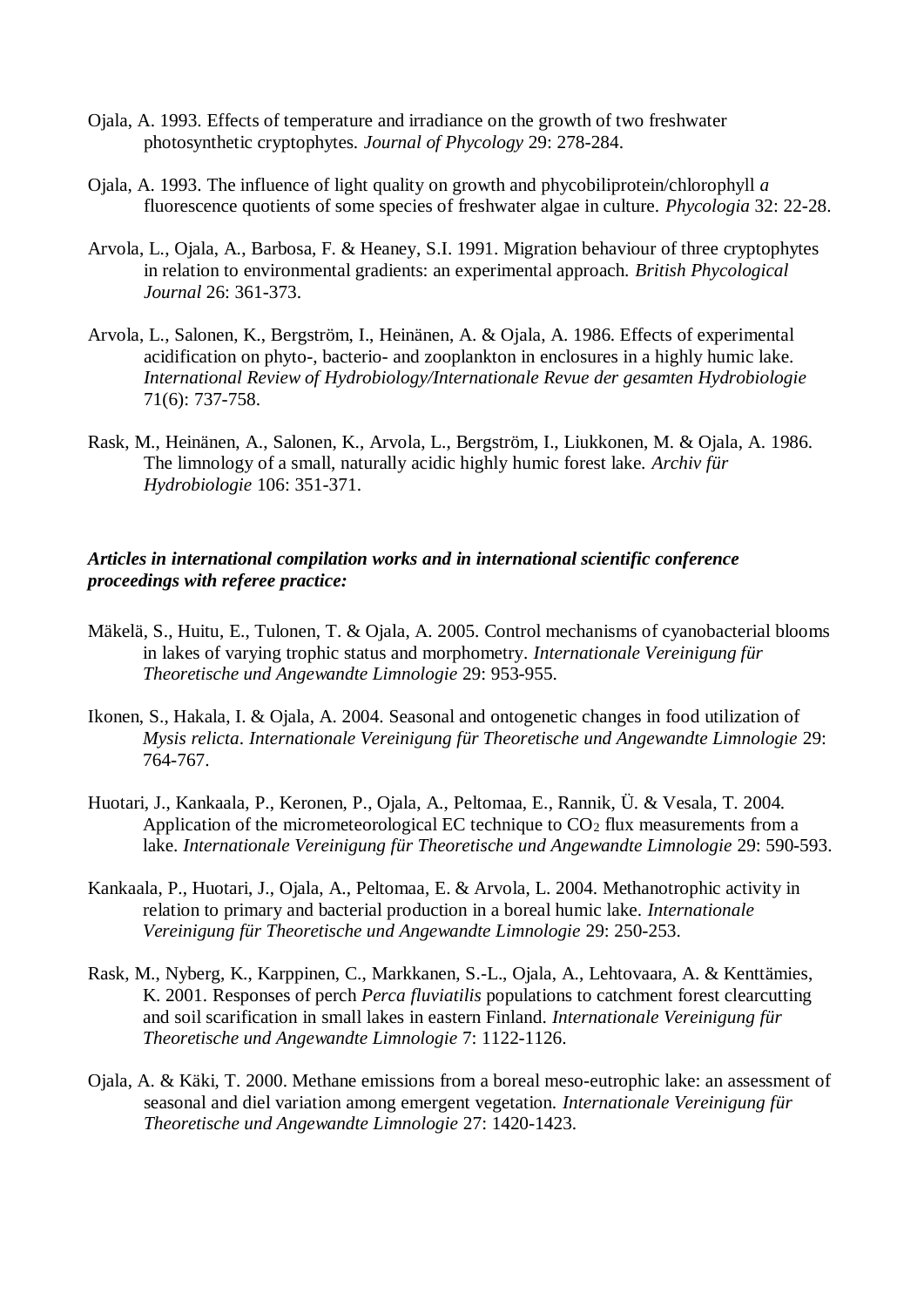Ojala, A. 1993. Effects of temperature and irradiance on the growth of two freshwater photosynthetic cryptophytes. *Journal of Phycology* 29: 278-284.

Ojala, A. 1993. The influence of light quality on growth and phycobiliprotein/chlorophyll *a* fluorescence quotients of some species of freshwater algae in culture. *Phycologia* 32: 22-28.

Arvola, L., Ojala, A., Barbosa, F. & Heaney, S.I. 1991. Migration behaviour of three cryptophytes in relation to environmental gradients: an experimental approach. *British Phycological Journal* 26: 361-373.

Arvola, L., Salonen, K., Bergström, I., Heinänen, A. & Ojala, A. 1986. Effects of experimental acidification on phyto-, bacterio- and zooplankton in enclosures in a highly humic lake. *International Review of Hydrobiology/Internationale Revue der gesamten Hydrobiologie* 71(6): 737-758.

Rask, M., Heinänen, A., Salonen, K., Arvola, L., Bergström, I., Liukkonen, M. & Ojala, A. 1986. The limnology of a small, naturally acidic highly humic forest lake. *Archiv für Hydrobiologie* 106: 351-371.

***Articles in international compilation works and in international scientific conference proceedings with referee practice:***

Mäkelä, S., Huitu, E., Tulonen, T. & Ojala, A. 2005. Control mechanisms of cyanobacterial blooms in lakes of varying trophic status and morphometry. *Internationale Vereinigung für Theoretische und Angewandte Limnologie* 29: 953-955.

Ikonen, S., Hakala, I. & Ojala, A. 2004. Seasonal and ontogenetic changes in food utilization of *Mysis relicta*. *Internationale Vereinigung für Theoretische und Angewandte Limnologie* 29: 764-767.

Huotari, J., Kankaala, P., Keronen, P., Ojala, A., Peltomaa, E., Rannik, Ü. & Vesala, T. 2004. Application of the micrometeorological EC technique to $CO_2$ flux measurements from a lake. *Internationale Vereinigung für Theoretische und Angewandte Limnologie* 29: 590-593.

Kankaala, P., Huotari, J., Ojala, A., Peltomaa, E. & Arvola, L. 2004. Methanotrophic activity in relation to primary and bacterial production in a boreal humic lake. *Internationale Vereinigung für Theoretische und Angewandte Limnologie* 29: 250-253.

Rask, M., Nyberg, K., Karppinen, C., Markkanen, S.-L., Ojala, A., Lehtovaara, A. & Kenttämies, K. 2001. Responses of perch *Perca fluviatilis* populations to catchment forest clearcutting and soil scarification in small lakes in eastern Finland. *Internationale Vereinigung für Theoretische und Angewandte Limnologie* 7: 1122-1126.

Ojala, A. & Käki, T. 2000. Methane emissions from a boreal meso-eutrophic lake: an assessment of seasonal and diel variation among emergent vegetation. *Internationale Vereinigung für Theoretische und Angewandte Limnologie* 27: 1420-1423.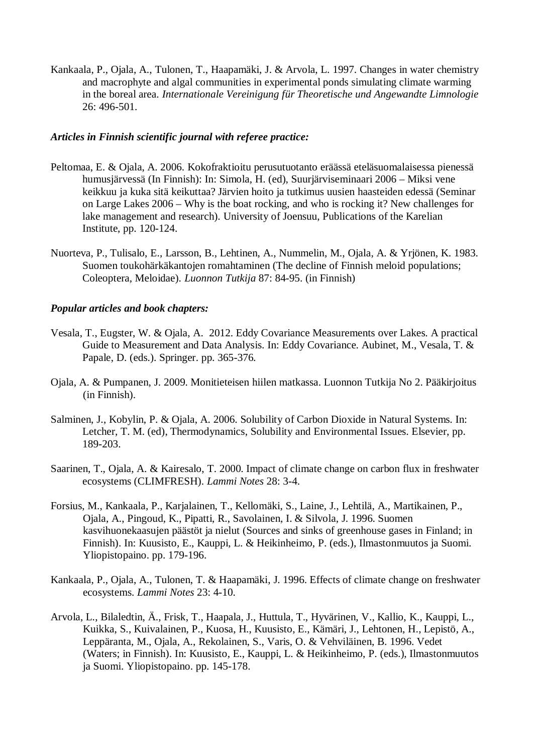Kankaala, P., Ojala, A., Tulonen, T., Haapamäki, J. & Arvola, L. 1997. Changes in water chemistry and macrophyte and algal communities in experimental ponds simulating climate warming in the boreal area. *Internationale Vereinigung für Theoretische und Angewandte Limnologie* 26: 496-501.

***Articles in Finnish scientific journal with referee practice:***

Peltomaa, E. & Ojala, A. 2006. Kokofraktioitu perusutuotanto eräässä eteläsuomalaisessa pienessä humusjärvessä (In Finnish): In: Simola, H. (ed), Suurjärviseminaari 2006 – Miksi vene keikkuu ja kuka sitä keikuttaa? Järvien hoito ja tutkimus uusien haasteiden edessä (Seminar on Large Lakes 2006 – Why is the boat rocking, and who is rocking it? New challenges for lake management and research). University of Joensuu, Publications of the Karelian Institute, pp. 120-124.

Nuorteva, P., Tulisalo, E., Larsson, B., Lehtinen, A., Nummelin, M., Ojala, A. & Yrjönen, K. 1983. Suomen toukohärkäkantojen romahtaminen (The decline of Finnish meloid populations; Coleoptera, Meloidae). *Luonnon Tutkija* 87: 84-95. (in Finnish)

***Popular articles and book chapters:***

Vesala, T., Eugster, W. & Ojala, A. 2012. Eddy Covariance Measurements over Lakes. A practical Guide to Measurement and Data Analysis. In: Eddy Covariance. Aubinet, M., Vesala, T. & Papale, D. (eds.). Springer. pp. 365-376.

Ojala, A. & Pumpanen, J. 2009. Monitieteisen hiilen matkassa. Luonnon Tutkija No 2. Pääkirjoitus (in Finnish).

Salminen, J., Kobylin, P. & Ojala, A. 2006. Solubility of Carbon Dioxide in Natural Systems. In: Letcher, T. M. (ed), Thermodynamics, Solubility and Environmental Issues. Elsevier, pp. 189-203.

Saarinen, T., Ojala, A. & Kairesalo, T. 2000. Impact of climate change on carbon flux in freshwater ecosystems (CLIMFRESH). *Lammi Notes* 28: 3-4.

Forsius, M., Kankaala, P., Karjalainen, T., Kellomäki, S., Laine, J., Lehtilä, A., Martikainen, P., Ojala, A., Pingoud, K., Pipatti, R., Savolainen, I. & Silvola, J. 1996. Suomen kasvihuonekaasujen päästöt ja nielut (Sources and sinks of greenhouse gases in Finland; in Finnish). In: Kuusisto, E., Kauppi, L. & Heikinheimo, P. (eds.), Ilmastonmuutos ja Suomi. Yliopistopaino. pp. 179-196.

Kankaala, P., Ojala, A., Tulonen, T. & Haapamäki, J. 1996. Effects of climate change on freshwater ecosystems. *Lammi Notes* 23: 4-10.

Arvola, L., Bilaledtin, Ä., Frisk, T., Haapala, J., Huttula, T., Hyvärinen, V., Kallio, K., Kauppi, L., Kuikka, S., Kuivalainen, P., Kuosa, H., Kuusisto, E., Kämäri, J., Lehtonen, H., Lepistö, A., Leppäranta, M., Ojala, A., Rekolainen, S., Varis, O. & Vehviläinen, B. 1996. Vedet (Waters; in Finnish). In: Kuusisto, E., Kauppi, L. & Heikinheimo, P. (eds.), Ilmastonmuutos ja Suomi. Yliopistopaino. pp. 145-178.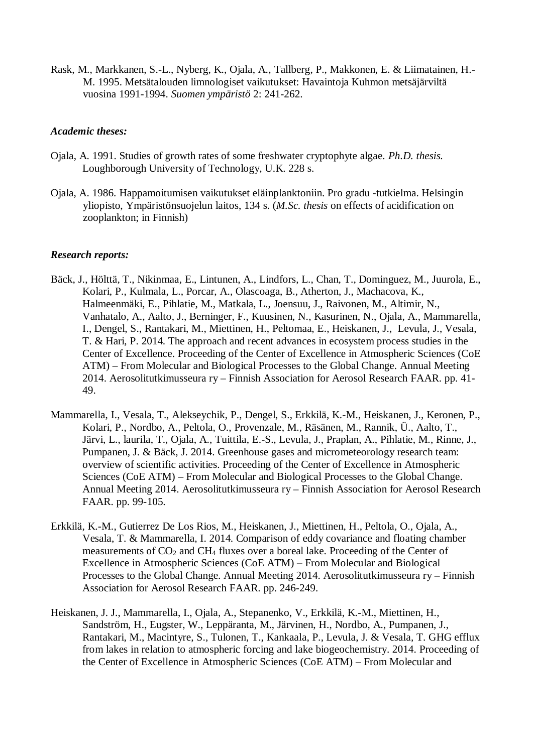Rask, M., Markkanen, S.-L., Nyberg, K., Ojala, A., Tallberg, P., Makkonen, E. & Liimatainen, H.-M. 1995. Metsätalouden limnologiset vaikutukset: Havaintoja Kuhmon metsäjärviltä vuosina 1991-1994. *Suomen ympäristö* 2: 241-262.

***Academic theses:***

Ojala, A. 1991. Studies of growth rates of some freshwater cryptophyte algae. *Ph.D. thesis.* Loughborough University of Technology, U.K. 228 s.

Ojala, A. 1986. Happamoitumisen vaikutukset eläinplanktoniin. Pro gradu -tutkielma. Helsingin yliopisto, Ympäristönsuojelun laitos, 134 s. (*M.Sc. thesis* on effects of acidification on zooplankton; in Finnish)

***Research reports:***

Bäck, J., Hölttä, T., Nikinmaa, E., Lintunen, A., Lindfors, L., Chan, T., Dominguez, M., Juurola, E., Kolari, P., Kulmala, L., Porcar, A., Olascoaga, B., Atherton, J., Machacova, K., Halmeenmäki, E., Pihlatie, M., Matkala, L., Joensuu, J., Raivonen, M., Altimir, N., Vanhatalo, A., Aalto, J., Berninger, F., Kuusinen, N., Kasurinen, N., Ojala, A., Mammarella, I., Dengel, S., Rantakari, M., Miettinen, H., Peltomaa, E., Heiskanen, J., Levula, J., Vesala, T. & Hari, P. 2014. The approach and recent advances in ecosystem process studies in the Center of Excellence. Proceeding of the Center of Excellence in Atmospheric Sciences (CoE ATM) – From Molecular and Biological Processes to the Global Change. Annual Meeting 2014. Aerosolitutkimusseura ry – Finnish Association for Aerosol Research FAAR. pp. 41-49.

Mammarella, I., Vesala, T., Alekseychik, P., Dengel, S., Erkkilä, K.-M., Heiskanen, J., Keronen, P., Kolari, P., Nordbo, A., Peltola, O., Provenzale, M., Räsänen, M., Rannik, Ü., Aalto, T., Järvi, L., laurila, T., Ojala, A., Tuittila, E.-S., Levula, J., Praplan, A., Pihlatie, M., Rinne, J., Pumpanen, J. & Bäck, J. 2014. Greenhouse gases and micrometeorology research team: overview of scientific activities. Proceeding of the Center of Excellence in Atmospheric Sciences (CoE ATM) – From Molecular and Biological Processes to the Global Change. Annual Meeting 2014. Aerosolitutkimusseura ry – Finnish Association for Aerosol Research FAAR. pp. 99-105.

Erkkilä, K.-M., Gutierrez De Los Rios, M., Heiskanen, J., Miettinen, H., Peltola, O., Ojala, A., Vesala, T. & Mammarella, I. 2014. Comparison of eddy covariance and floating chamber measurements of $CO_2$ and $CH_4$ fluxes over a boreal lake. Proceeding of the Center of Excellence in Atmospheric Sciences (CoE ATM) – From Molecular and Biological Processes to the Global Change. Annual Meeting 2014. Aerosolitutkimusseura ry – Finnish Association for Aerosol Research FAAR. pp. 246-249.

Heiskanen, J. J., Mammarella, I., Ojala, A., Stepanenko, V., Erkkilä, K.-M., Miettinen, H., Sandström, H., Eugster, W., Leppäranta, M., Järvinen, H., Nordbo, A., Pumpanen, J., Rantakari, M., Macintyre, S., Tulonen, T., Kankaala, P., Levula, J. & Vesala, T. GHG efflux from lakes in relation to atmospheric forcing and lake biogeochemistry. 2014. Proceeding of the Center of Excellence in Atmospheric Sciences (CoE ATM) – From Molecular and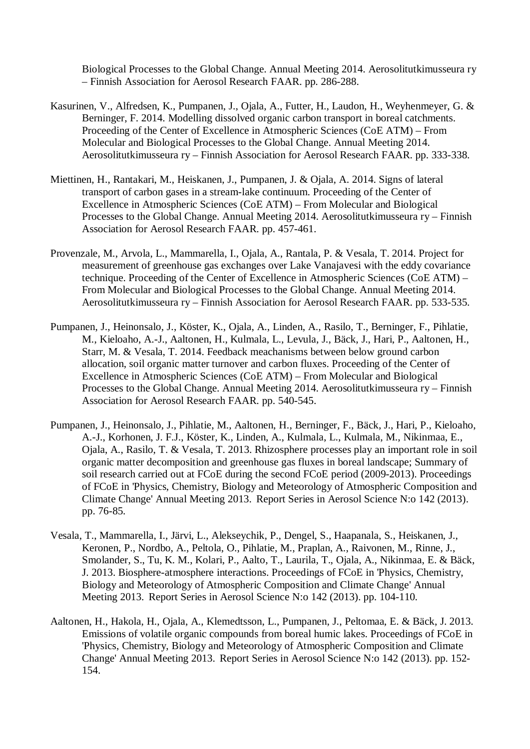Biological Processes to the Global Change. Annual Meeting 2014. Aerosolitutkimusseura ry – Finnish Association for Aerosol Research FAAR. pp. 286-288.

Kasurinen, V., Alfredsen, K., Pumpanen, J., Ojala, A., Futter, H., Laudon, H., Weyhenmeyer, G. & Berninger, F. 2014. Modelling dissolved organic carbon transport in boreal catchments. Proceeding of the Center of Excellence in Atmospheric Sciences (CoE ATM) – From Molecular and Biological Processes to the Global Change. Annual Meeting 2014. Aerosolitutkimusseura ry – Finnish Association for Aerosol Research FAAR. pp. 333-338.

Miettinen, H., Rantakari, M., Heiskanen, J., Pumpanen, J. & Ojala, A. 2014. Signs of lateral transport of carbon gases in a stream-lake continuum. Proceeding of the Center of Excellence in Atmospheric Sciences (CoE ATM) – From Molecular and Biological Processes to the Global Change. Annual Meeting 2014. Aerosolitutkimusseura ry – Finnish Association for Aerosol Research FAAR. pp. 457-461.

Provenzale, M., Arvola, L., Mammarella, I., Ojala, A., Rantala, P. & Vesala, T. 2014. Project for measurement of greenhouse gas exchanges over Lake Vanajavesi with the eddy covariance technique. Proceeding of the Center of Excellence in Atmospheric Sciences (CoE ATM) – From Molecular and Biological Processes to the Global Change. Annual Meeting 2014. Aerosolitutkimusseura ry – Finnish Association for Aerosol Research FAAR. pp. 533-535.

Pumpanen, J., Heinonsalo, J., Köster, K., Ojala, A., Linden, A., Rasilo, T., Berninger, F., Pihlatie, M., Kieloaho, A.-J., Aaltonen, H., Kulmala, L., Levula, J., Bäck, J., Hari, P., Aaltonen, H., Starr, M. & Vesala, T. 2014. Feedback meachanisms between below ground carbon allocation, soil organic matter turnover and carbon fluxes. Proceeding of the Center of Excellence in Atmospheric Sciences (CoE ATM) – From Molecular and Biological Processes to the Global Change. Annual Meeting 2014. Aerosolitutkimusseura ry – Finnish Association for Aerosol Research FAAR. pp. 540-545.

Pumpanen, J., Heinonsalo, J., Pihlatie, M., Aaltonen, H., Berninger, F., Bäck, J., Hari, P., Kieloaho, A.-J., Korhonen, J. F.J., Köster, K., Linden, A., Kulmala, L., Kulmala, M., Nikinmaa, E., Ojala, A., Rasilo, T. & Vesala, T. 2013. Rhizosphere processes play an important role in soil organic matter decomposition and greenhouse gas fluxes in boreal landscape; Summary of soil research carried out at FCoE during the second FCoE period (2009-2013). Proceedings of FCoE in 'Physics, Chemistry, Biology and Meteorology of Atmospheric Composition and Climate Change' Annual Meeting 2013. Report Series in Aerosol Science N:o 142 (2013). pp. 76-85.

Vesala, T., Mammarella, I., Järvi, L., Alekseychik, P., Dengel, S., Haapanala, S., Heiskanen, J., Keronen, P., Nordbo, A., Peltola, O., Pihlatie, M., Praplan, A., Raivonen, M., Rinne, J., Smolander, S., Tu, K. M., Kolari, P., Aalto, T., Laurila, T., Ojala, A., Nikinmaa, E. & Bäck, J. 2013. Biosphere-atmosphere interactions. Proceedings of FCoE in 'Physics, Chemistry, Biology and Meteorology of Atmospheric Composition and Climate Change' Annual Meeting 2013. Report Series in Aerosol Science N:o 142 (2013). pp. 104-110.

Aaltonen, H., Hakola, H., Ojala, A., Klemedtsson, L., Pumpanen, J., Peltomaa, E. & Bäck, J. 2013. Emissions of volatile organic compounds from boreal humic lakes. Proceedings of FCoE in 'Physics, Chemistry, Biology and Meteorology of Atmospheric Composition and Climate Change' Annual Meeting 2013. Report Series in Aerosol Science N:o 142 (2013). pp. 152-154.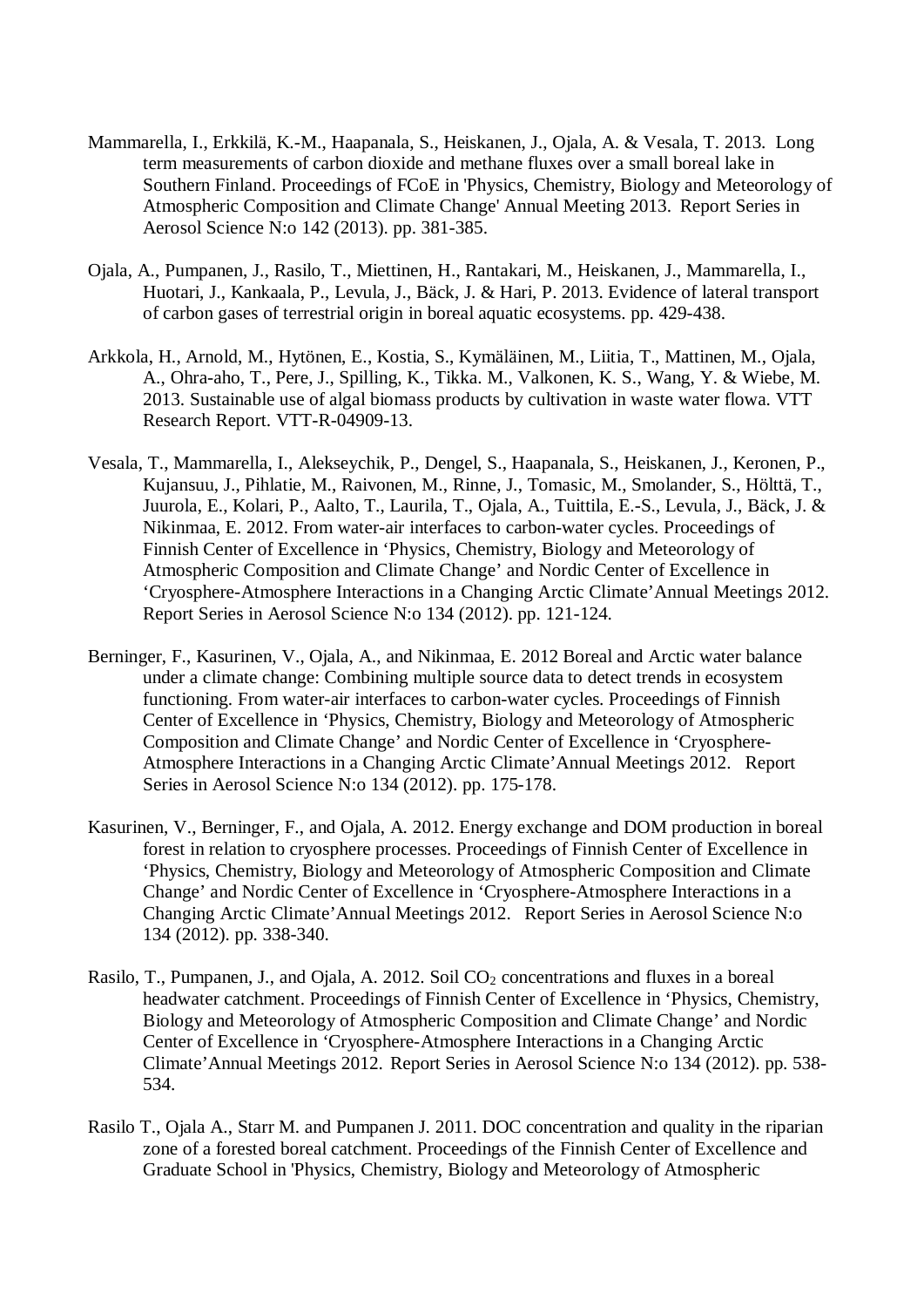Mammarella, I., Erkkilä, K.-M., Haapanala, S., Heiskanen, J., Ojala, A. & Vesala, T. 2013. Long term measurements of carbon dioxide and methane fluxes over a small boreal lake in Southern Finland. Proceedings of FCoE in 'Physics, Chemistry, Biology and Meteorology of Atmospheric Composition and Climate Change' Annual Meeting 2013. Report Series in Aerosol Science N:o 142 (2013). pp. 381-385.

Ojala, A., Pumpanen, J., Rasilo, T., Miettinen, H., Rantakari, M., Heiskanen, J., Mammarella, I., Huotari, J., Kankaala, P., Levula, J., Bäck, J. & Hari, P. 2013. Evidence of lateral transport of carbon gases of terrestrial origin in boreal aquatic ecosystems. pp. 429-438.

Arkkola, H., Arnold, M., Hytönen, E., Kostia, S., Kymäläinen, M., Liitia, T., Mattinen, M., Ojala, A., Ohra-aho, T., Pere, J., Spilling, K., Tikka. M., Valkonen, K. S., Wang, Y. & Wiebe, M. 2013. Sustainable use of algal biomass products by cultivation in waste water flowa. VTT Research Report. VTT-R-04909-13.

Vesala, T., Mammarella, I., Alekseychik, P., Dengel, S., Haapanala, S., Heiskanen, J., Keronen, P., Kujansuu, J., Pihlatie, M., Raivonen, M., Rinne, J., Tomasic, M., Smolander, S., Hölttä, T., Juurola, E., Kolari, P., Aalto, T., Laurila, T., Ojala, A., Tuittila, E.-S., Levula, J., Bäck, J. & Nikinmaa, E. 2012. From water-air interfaces to carbon-water cycles. Proceedings of Finnish Center of Excellence in 'Physics, Chemistry, Biology and Meteorology of Atmospheric Composition and Climate Change' and Nordic Center of Excellence in 'Cryosphere-Atmosphere Interactions in a Changing Arctic Climate'Annual Meetings 2012. Report Series in Aerosol Science N:o 134 (2012). pp. 121-124.

Berninger, F., Kasurinen, V., Ojala, A., and Nikinmaa, E. 2012 Boreal and Arctic water balance under a climate change: Combining multiple source data to detect trends in ecosystem functioning. From water-air interfaces to carbon-water cycles. Proceedings of Finnish Center of Excellence in 'Physics, Chemistry, Biology and Meteorology of Atmospheric Composition and Climate Change' and Nordic Center of Excellence in 'Cryosphere-Atmosphere Interactions in a Changing Arctic Climate'Annual Meetings 2012. Report Series in Aerosol Science N:o 134 (2012). pp. 175-178.

Kasurinen, V., Berninger, F., and Ojala, A. 2012. Energy exchange and DOM production in boreal forest in relation to cryosphere processes. Proceedings of Finnish Center of Excellence in 'Physics, Chemistry, Biology and Meteorology of Atmospheric Composition and Climate Change' and Nordic Center of Excellence in 'Cryosphere-Atmosphere Interactions in a Changing Arctic Climate'Annual Meetings 2012. Report Series in Aerosol Science N:o 134 (2012). pp. 338-340.

Rasilo, T., Pumpanen, J., and Ojala, A. 2012. Soil $CO_2$ concentrations and fluxes in a boreal headwater catchment. Proceedings of Finnish Center of Excellence in 'Physics, Chemistry, Biology and Meteorology of Atmospheric Composition and Climate Change' and Nordic Center of Excellence in 'Cryosphere-Atmosphere Interactions in a Changing Arctic Climate'Annual Meetings 2012. Report Series in Aerosol Science N:o 134 (2012). pp. 538-534.

Rasilo T., Ojala A., Starr M. and Pumpanen J. 2011. DOC concentration and quality in the riparian zone of a forested boreal catchment. Proceedings of the Finnish Center of Excellence and Graduate School in 'Physics, Chemistry, Biology and Meteorology of Atmospheric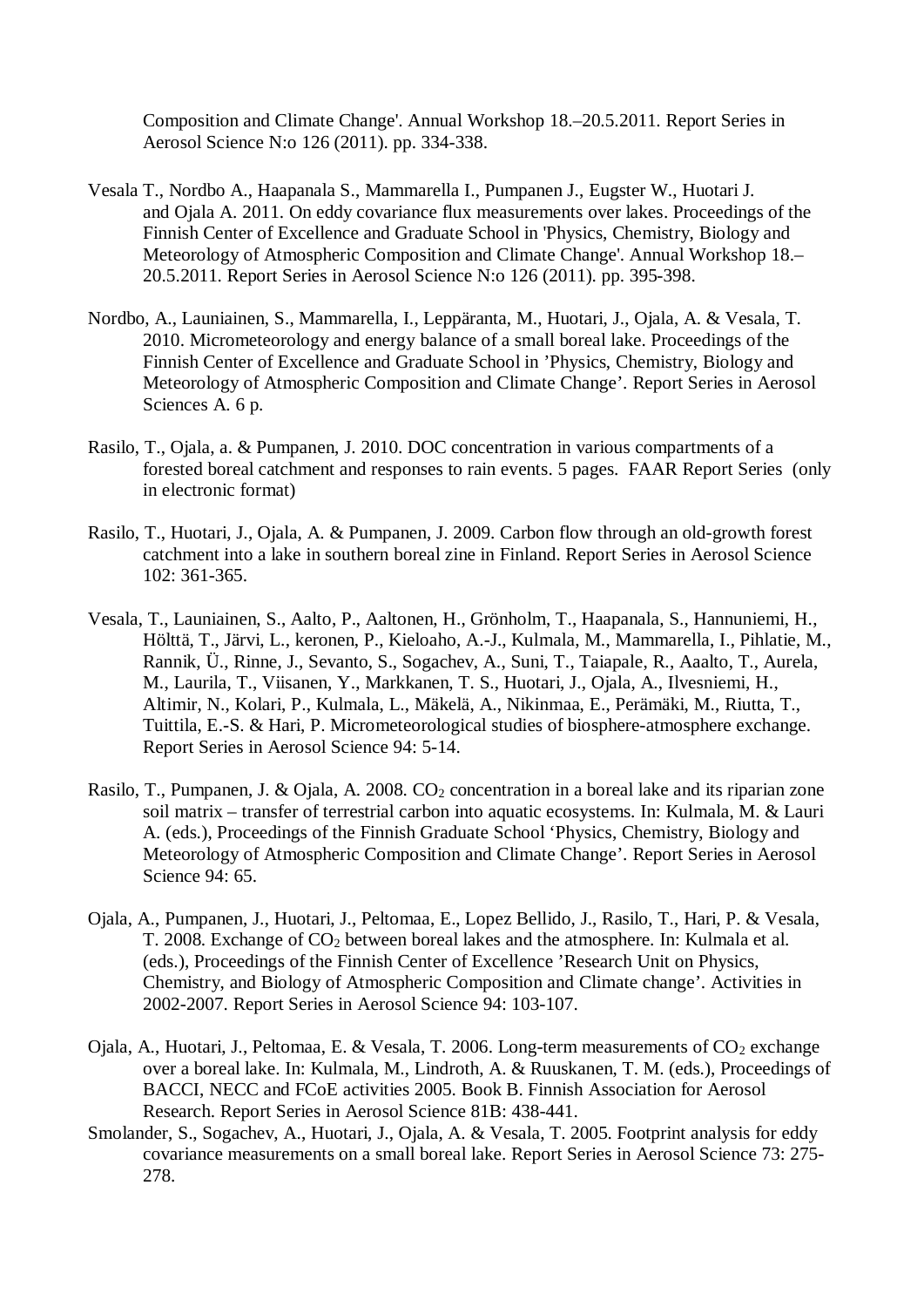Composition and Climate Change'. Annual Workshop 18.–20.5.2011. Report Series in Aerosol Science N:o 126 (2011). pp. 334-338.

Vesala T., Nordbo A., Haapanala S., Mammarella I., Pumpanen J., Eugster W., Huotari J. and Ojala A. 2011. On eddy covariance flux measurements over lakes. Proceedings of the Finnish Center of Excellence and Graduate School in 'Physics, Chemistry, Biology and Meteorology of Atmospheric Composition and Climate Change'. Annual Workshop 18.–20.5.2011. Report Series in Aerosol Science N:o 126 (2011). pp. 395-398.

Nordbo, A., Launiainen, S., Mammarella, I., Leppäranta, M., Huotari, J., Ojala, A. & Vesala, T. 2010. Micrometeorology and energy balance of a small boreal lake. Proceedings of the Finnish Center of Excellence and Graduate School in 'Physics, Chemistry, Biology and Meteorology of Atmospheric Composition and Climate Change'. Report Series in Aerosol Sciences A. 6 p.

Rasilo, T., Ojala, a. & Pumpanen, J. 2010. DOC concentration in various compartments of a forested boreal catchment and responses to rain events. 5 pages. FAAR Report Series (only in electronic format)

Rasilo, T., Huotari, J., Ojala, A. & Pumpanen, J. 2009. Carbon flow through an old-growth forest catchment into a lake in southern boreal zine in Finland. Report Series in Aerosol Science 102: 361-365.

Vesala, T., Launiainen, S., Aalto, P., Aaltonen, H., Grönholm, T., Haapanala, S., Hannuniemi, H., Hölttä, T., Järvi, L., keronen, P., Kieloaho, A.-J., Kulmala, M., Mammarella, I., Pihlatie, M., Rannik, Ü., Rinne, J., Sevanto, S., Sogachev, A., Suni, T., Taiapale, R., Aaalto, T., Aurela, M., Laurila, T., Viisanen, Y., Markkanen, T. S., Huotari, J., Ojala, A., Ilvesniemi, H., Altimir, N., Kolari, P., Kulmala, L., Mäkelä, A., Nikinmaa, E., Perämäki, M., Riutta, T., Tuittila, E.-S. & Hari, P. Micrometeorological studies of biosphere-atmosphere exchange. Report Series in Aerosol Science 94: 5-14.

Rasilo, T., Pumpanen, J. & Ojala, A. 2008. $CO_2$ concentration in a boreal lake and its riparian zone soil matrix – transfer of terrestrial carbon into aquatic ecosystems. In: Kulmala, M. & Lauri A. (eds.), Proceedings of the Finnish Graduate School 'Physics, Chemistry, Biology and Meteorology of Atmospheric Composition and Climate Change'. Report Series in Aerosol Science 94: 65.

Ojala, A., Pumpanen, J., Huotari, J., Peltomaa, E., Lopez Bellido, J., Rasilo, T., Hari, P. & Vesala, T. 2008. Exchange of $CO_2$ between boreal lakes and the atmosphere. In: Kulmala et al. (eds.), Proceedings of the Finnish Center of Excellence 'Research Unit on Physics, Chemistry, and Biology of Atmospheric Composition and Climate change'. Activities in 2002-2007. Report Series in Aerosol Science 94: 103-107.

Ojala, A., Huotari, J., Peltomaa, E. & Vesala, T. 2006. Long-term measurements of $CO_2$ exchange over a boreal lake. In: Kulmala, M., Lindroth, A. & Ruuskanen, T. M. (eds.), Proceedings of BACCI, NECC and FCoE activities 2005. Book B. Finnish Association for Aerosol Research. Report Series in Aerosol Science 81B: 438-441.

Smolander, S., Sogachev, A., Huotari, J., Ojala, A. & Vesala, T. 2005. Footprint analysis for eddy covariance measurements on a small boreal lake. Report Series in Aerosol Science 73: 275-278.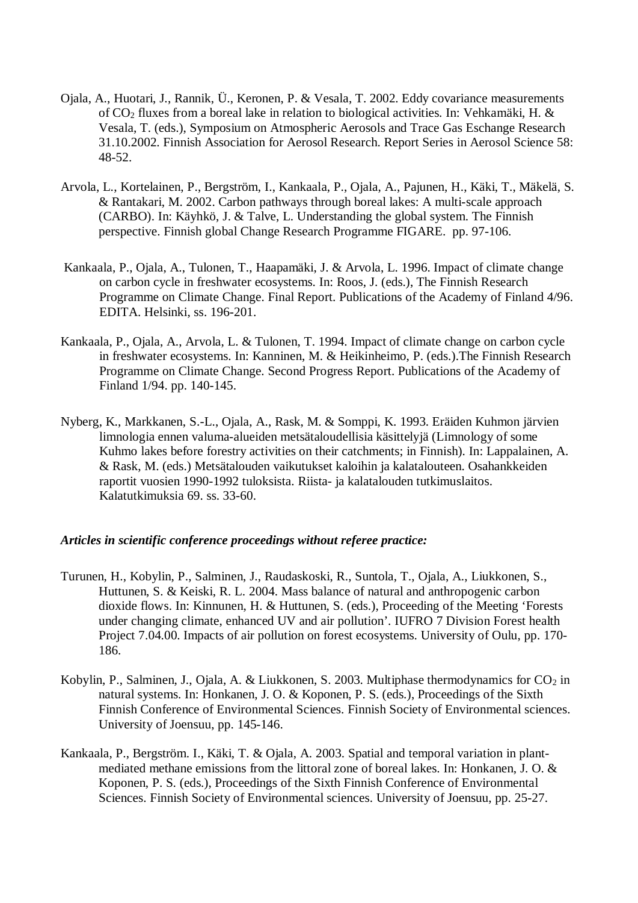Ojala, A., Huotari, J., Rannik, Ü., Keronen, P. & Vesala, T. 2002. Eddy covariance measurements of $CO_2$ fluxes from a boreal lake in relation to biological activities. In: Vehkamäki, H. & Vesala, T. (eds.), Symposium on Atmospheric Aerosols and Trace Gas Eschange Research 31.10.2002. Finnish Association for Aerosol Research. Report Series in Aerosol Science 58: 48-52.

Arvola, L., Kortelainen, P., Bergström, I., Kankaala, P., Ojala, A., Pajunen, H., Käki, T., Mäkelä, S. & Rantakari, M. 2002. Carbon pathways through boreal lakes: A multi-scale approach (CARBO). In: Käyhkö, J. & Talve, L. Understanding the global system. The Finnish perspective. Finnish global Change Research Programme FIGARE. pp. 97-106.

Kankaala, P., Ojala, A., Tulonen, T., Haapamäki, J. & Arvola, L. 1996. Impact of climate change on carbon cycle in freshwater ecosystems. In: Roos, J. (eds.), The Finnish Research Programme on Climate Change. Final Report. Publications of the Academy of Finland 4/96. EDITA. Helsinki, ss. 196-201.

Kankaala, P., Ojala, A., Arvola, L. & Tulonen, T. 1994. Impact of climate change on carbon cycle in freshwater ecosystems. In: Kanninen, M. & Heikinheimo, P. (eds.).The Finnish Research Programme on Climate Change. Second Progress Report. Publications of the Academy of Finland 1/94. pp. 140-145.

Nyberg, K., Markkanen, S.-L., Ojala, A., Rask, M. & Somppi, K. 1993. Eräiden Kuhmon järvien limnologia ennen valuma-alueiden metsätaloudellisia käsittelyjä (Limnology of some Kuhmo lakes before forestry activities on their catchments; in Finnish). In: Lappalainen, A. & Rask, M. (eds.) Metsätalouden vaikutukset kaloihin ja kalatalouteen. Osahankkeiden raportit vuosien 1990-1992 tuloksista. Riista- ja kalatalouden tutkimuslaitos. Kalatutkimuksia 69. ss. 33-60.

***Articles in scientific conference proceedings without referee practice:***

Turunen, H., Kobylin, P., Salminen, J., Raudaskoski, R., Suntola, T., Ojala, A., Liukkonen, S., Huttunen, S. & Keiski, R. L. 2004. Mass balance of natural and anthropogenic carbon dioxide flows. In: Kinnunen, H. & Huttunen, S. (eds.), Proceeding of the Meeting 'Forests under changing climate, enhanced UV and air pollution'. IUFRO 7 Division Forest health Project 7.04.00. Impacts of air pollution on forest ecosystems. University of Oulu, pp. 170-186.

Kobylin, P., Salminen, J., Ojala, A. & Liukkonen, S. 2003. Multiphase thermodynamics for $CO_2$ in natural systems. In: Honkanen, J. O. & Koponen, P. S. (eds.), Proceedings of the Sixth Finnish Conference of Environmental Sciences. Finnish Society of Environmental sciences. University of Joensuu, pp. 145-146.

Kankaala, P., Bergström. I., Käki, T. & Ojala, A. 2003. Spatial and temporal variation in plant-mediated methane emissions from the littoral zone of boreal lakes. In: Honkanen, J. O. & Koponen, P. S. (eds.), Proceedings of the Sixth Finnish Conference of Environmental Sciences. Finnish Society of Environmental sciences. University of Joensuu, pp. 25-27.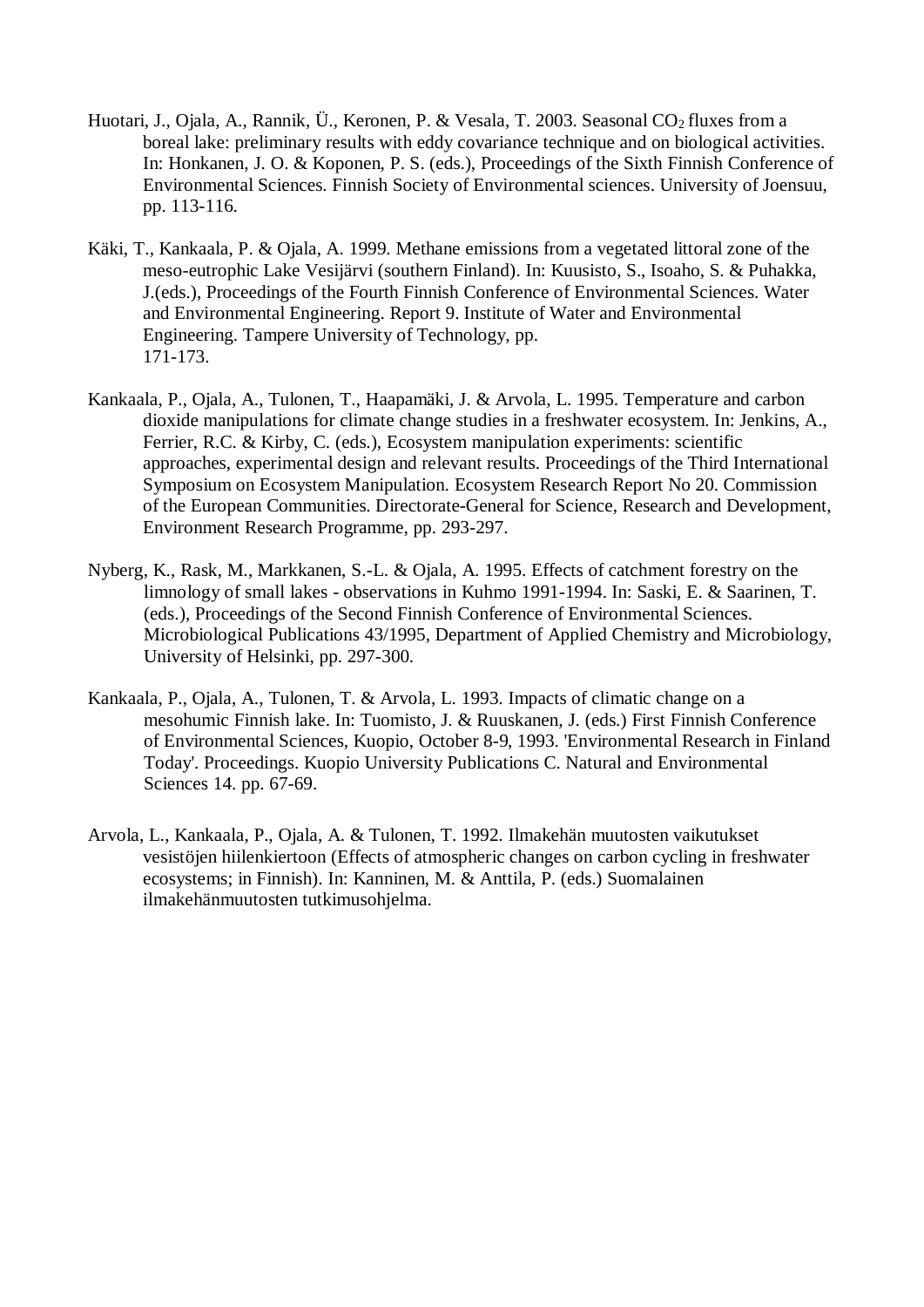Huotari, J., Ojala, A., Rannik, Ü., Keronen, P. & Vesala, T. 2003. Seasonal $CO_2$ fluxes from a boreal lake: preliminary results with eddy covariance technique and on biological activities. In: Honkanen, J. O. & Koponen, P. S. (eds.), Proceedings of the Sixth Finnish Conference of Environmental Sciences. Finnish Society of Environmental sciences. University of Joensuu, pp. 113-116.

Käki, T., Kankaala, P. & Ojala, A. 1999. Methane emissions from a vegetated littoral zone of the meso-eutrophic Lake Vesijärvi (southern Finland). In: Kuusisto, S., Isoaho, S. & Puhakka, J.(eds.), Proceedings of the Fourth Finnish Conference of Environmental Sciences. Water and Environmental Engineering. Report 9. Institute of Water and Environmental Engineering. Tampere University of Technology, pp. 171-173.

Kankaala, P., Ojala, A., Tulonen, T., Haapamäki, J. & Arvola, L. 1995. Temperature and carbon dioxide manipulations for climate change studies in a freshwater ecosystem. In: Jenkins, A., Ferrier, R.C. & Kirby, C. (eds.), Ecosystem manipulation experiments: scientific approaches, experimental design and relevant results. Proceedings of the Third International Symposium on Ecosystem Manipulation. Ecosystem Research Report No 20. Commission of the European Communities. Directorate-General for Science, Research and Development, Environment Research Programme, pp. 293-297.

Nyberg, K., Rask, M., Markkanen, S.-L. & Ojala, A. 1995. Effects of catchment forestry on the limnology of small lakes - observations in Kuhmo 1991-1994. In: Saski, E. & Saarinen, T. (eds.), Proceedings of the Second Finnish Conference of Environmental Sciences. Microbiological Publications 43/1995, Department of Applied Chemistry and Microbiology, University of Helsinki, pp. 297-300.

Kankaala, P., Ojala, A., Tulonen, T. & Arvola, L. 1993. Impacts of climatic change on a mesohumic Finnish lake. In: Tuomisto, J. & Ruuskanen, J. (eds.) First Finnish Conference of Environmental Sciences, Kuopio, October 8-9, 1993. 'Environmental Research in Finland Today'. Proceedings. Kuopio University Publications C. Natural and Environmental Sciences 14. pp. 67-69.

Arvola, L., Kankaala, P., Ojala, A. & Tulonen, T. 1992. Ilmakehän muutosten vaikutukset vesistöjen hiilenkiertoon (Effects of atmospheric changes on carbon cycling in freshwater ecosystems; in Finnish). In: Kanninen, M. & Anttila, P. (eds.) Suomalainen ilmakehänmuutosten tutkimusohjelma.